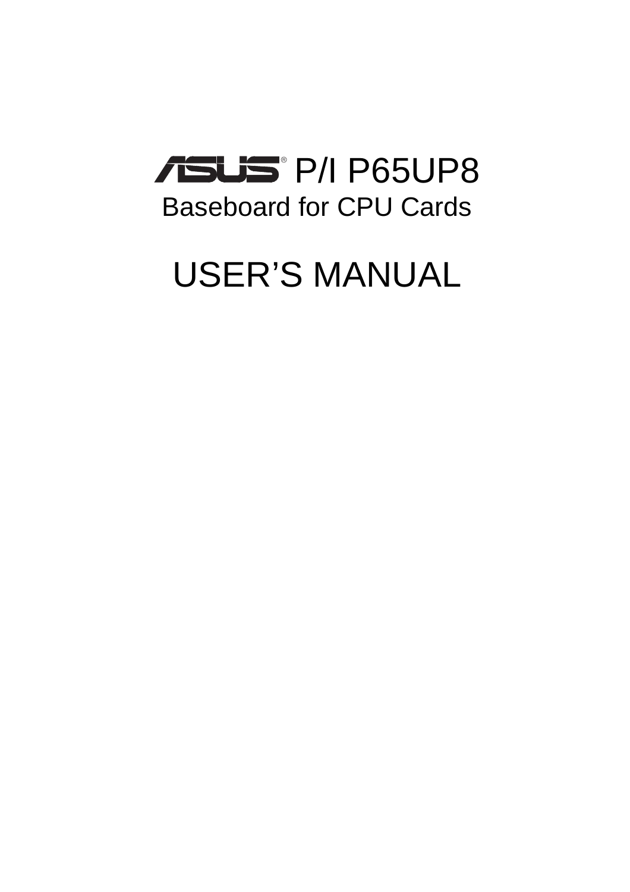# ASUS® P/I P65UP8

## Baseboard for CPU Cards

# USER'S MANUAL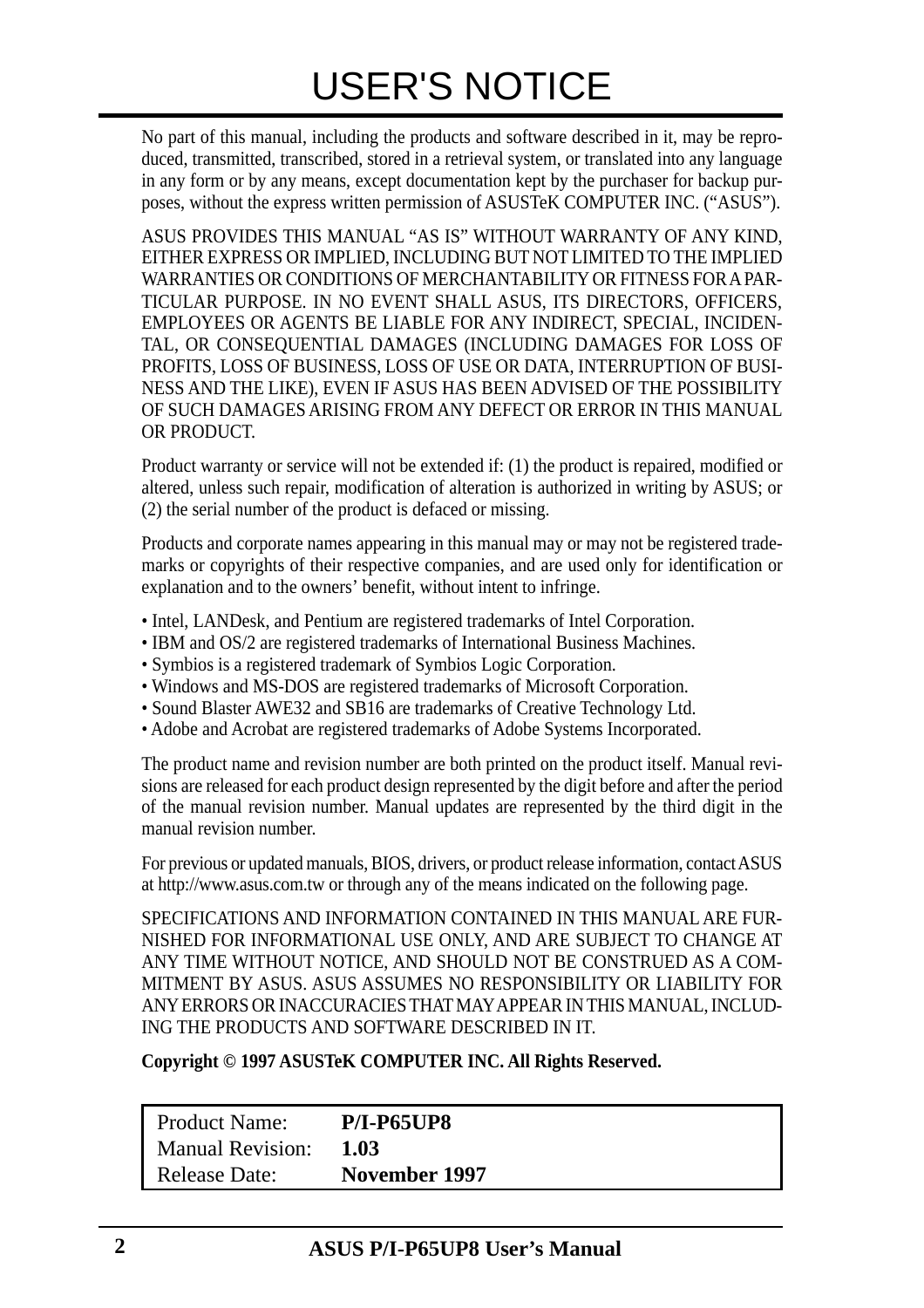# USER'S NOTICE

No part of this manual, including the products and software described in it, may be reproduced, transmitted, transcribed, stored in a retrieval system, or translated into any language in any form or by any means, except documentation kept by the purchaser for backup purposes, without the express written permission of ASUSTeK COMPUTER INC. ("ASUS").

ASUS PROVIDES THIS MANUAL "AS IS" WITHOUT WARRANTY OF ANY KIND, EITHER EXPRESS OR IMPLIED, INCLUDING BUT NOT LIMITED TO THE IMPLIED WARRANTIES OR CONDITIONS OF MERCHANTABILITY OR FITNESS FOR A PARTICULAR PURPOSE. IN NO EVENT SHALL ASUS, ITS DIRECTORS, OFFICERS, EMPLOYEES OR AGENTS BE LIABLE FOR ANY INDIRECT, SPECIAL, INCIDENTAL, OR CONSEQUENTIAL DAMAGES (INCLUDING DAMAGES FOR LOSS OF PROFITS, LOSS OF BUSINESS, LOSS OF USE OR DATA, INTERRUPTION OF BUSINESS AND THE LIKE), EVEN IF ASUS HAS BEEN ADVISED OF THE POSSIBILITY OF SUCH DAMAGES ARISING FROM ANY DEFECT OR ERROR IN THIS MANUAL OR PRODUCT.

Product warranty or service will not be extended if: (1) the product is repaired, modified or altered, unless such repair, modification of alteration is authorized in writing by ASUS; or (2) the serial number of the product is defaced or missing.

Products and corporate names appearing in this manual may or may not be registered trademarks or copyrights of their respective companies, and are used only for identification or explanation and to the owners' benefit, without intent to infringe.

- Intel, LANDesk, and Pentium are registered trademarks of Intel Corporation.
- IBM and OS/2 are registered trademarks of International Business Machines.
- Symbios is a registered trademark of Symbios Logic Corporation.
- Windows and MS-DOS are registered trademarks of Microsoft Corporation.
- Sound Blaster AWE32 and SB16 are trademarks of Creative Technology Ltd.
- Adobe and Acrobat are registered trademarks of Adobe Systems Incorporated.

The product name and revision number are both printed on the product itself. Manual revisions are released for each product design represented by the digit before and after the period of the manual revision number. Manual updates are represented by the third digit in the manual revision number.

For previous or updated manuals, BIOS, drivers, or product release information, contact ASUS at http://www.asus.com.tw or through any of the means indicated on the following page.

SPECIFICATIONS AND INFORMATION CONTAINED IN THIS MANUAL ARE FURNISHED FOR INFORMATIONAL USE ONLY, AND ARE SUBJECT TO CHANGE AT ANY TIME WITHOUT NOTICE, AND SHOULD NOT BE CONSTRUED AS A COMMITMENT BY ASUS. ASUS ASSUMES NO RESPONSIBILITY OR LIABILITY FOR ANY ERRORS OR INACCURACIES THAT MAY APPEAR IN THIS MANUAL, INCLUDING THE PRODUCTS AND SOFTWARE DESCRIBED IN IT.

**Copyright © 1997 ASUSTeK COMPUTER INC. All Rights Reserved.**

| | |
|---|---|
| Product Name: | **P/I-P65UP8** |
| Manual Revision: | **1.03** |
| Release Date: | **November 1997** |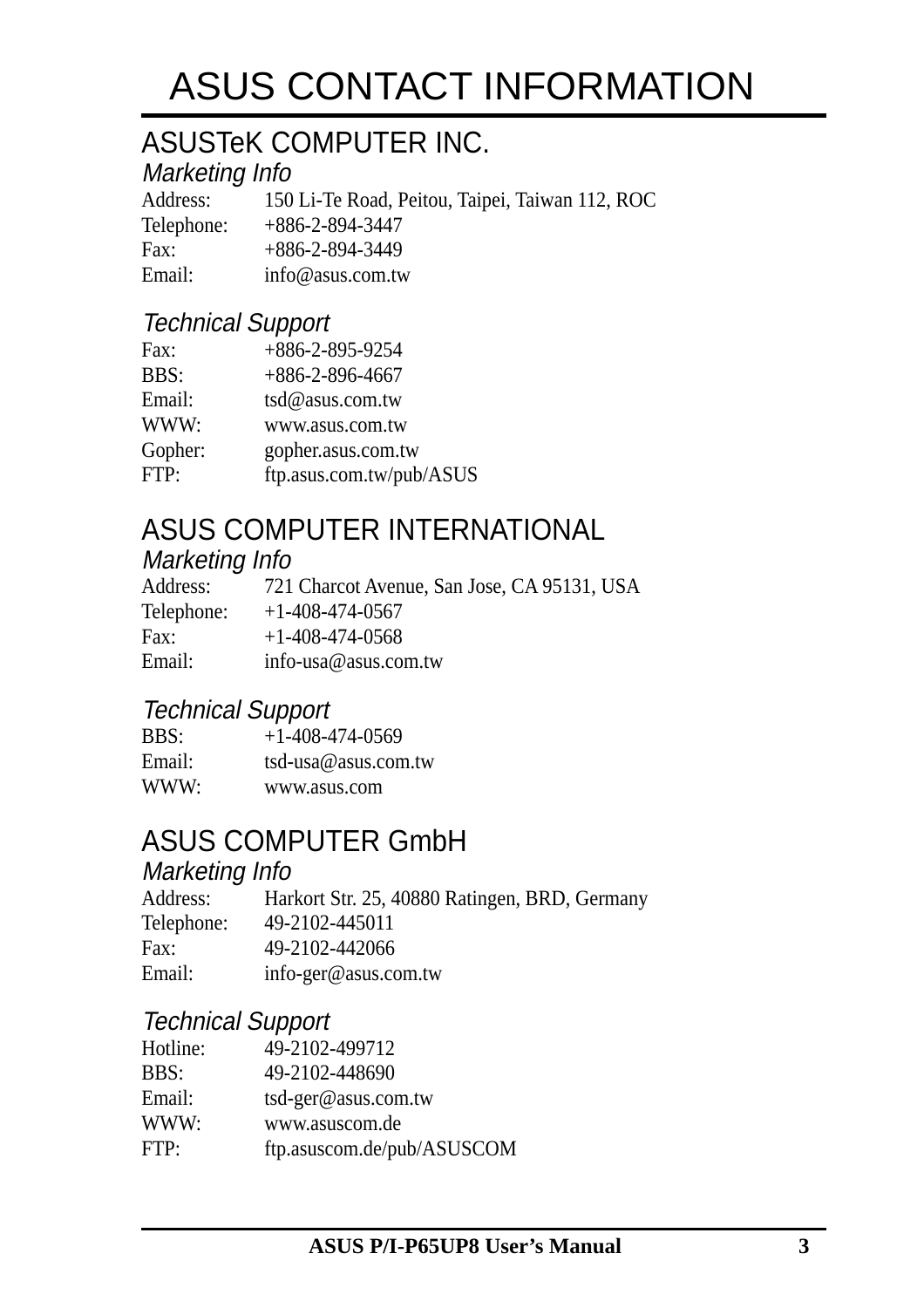# ASUS CONTACT INFORMATION

## ASUSTeK COMPUTER INC.

### *Marketing Info*

Address: 150 Li-Te Road, Peitou, Taipei, Taiwan 112, ROC
Telephone: +886-2-894-3447
Fax: +886-2-894-3449
Email: info@asus.com.tw

### *Technical Support*

Fax: +886-2-895-9254
BBS: +886-2-896-4667
Email: tsd@asus.com.tw
WWW: www.asus.com.tw
Gopher: gopher.asus.com.tw
FTP: ftp.asus.com.tw/pub/ASUS

## ASUS COMPUTER INTERNATIONAL

### *Marketing Info*

Address: 721 Charcot Avenue, San Jose, CA 95131, USA
Telephone: +1-408-474-0567
Fax: +1-408-474-0568
Email: info-usa@asus.com.tw

### *Technical Support*

BBS: +1-408-474-0569
Email: tsd-usa@asus.com.tw
WWW: www.asus.com

## ASUS COMPUTER GmbH

### *Marketing Info*

Address: Harkort Str. 25, 40880 Ratingen, BRD, Germany
Telephone: 49-2102-445011
Fax: 49-2102-442066
Email: info-ger@asus.com.tw

### *Technical Support*

Hotline: 49-2102-499712
BBS: 49-2102-448690
Email: tsd-ger@asus.com.tw
WWW: www.asuscom.de
FTP: ftp.asuscom.de/pub/ASUSCOM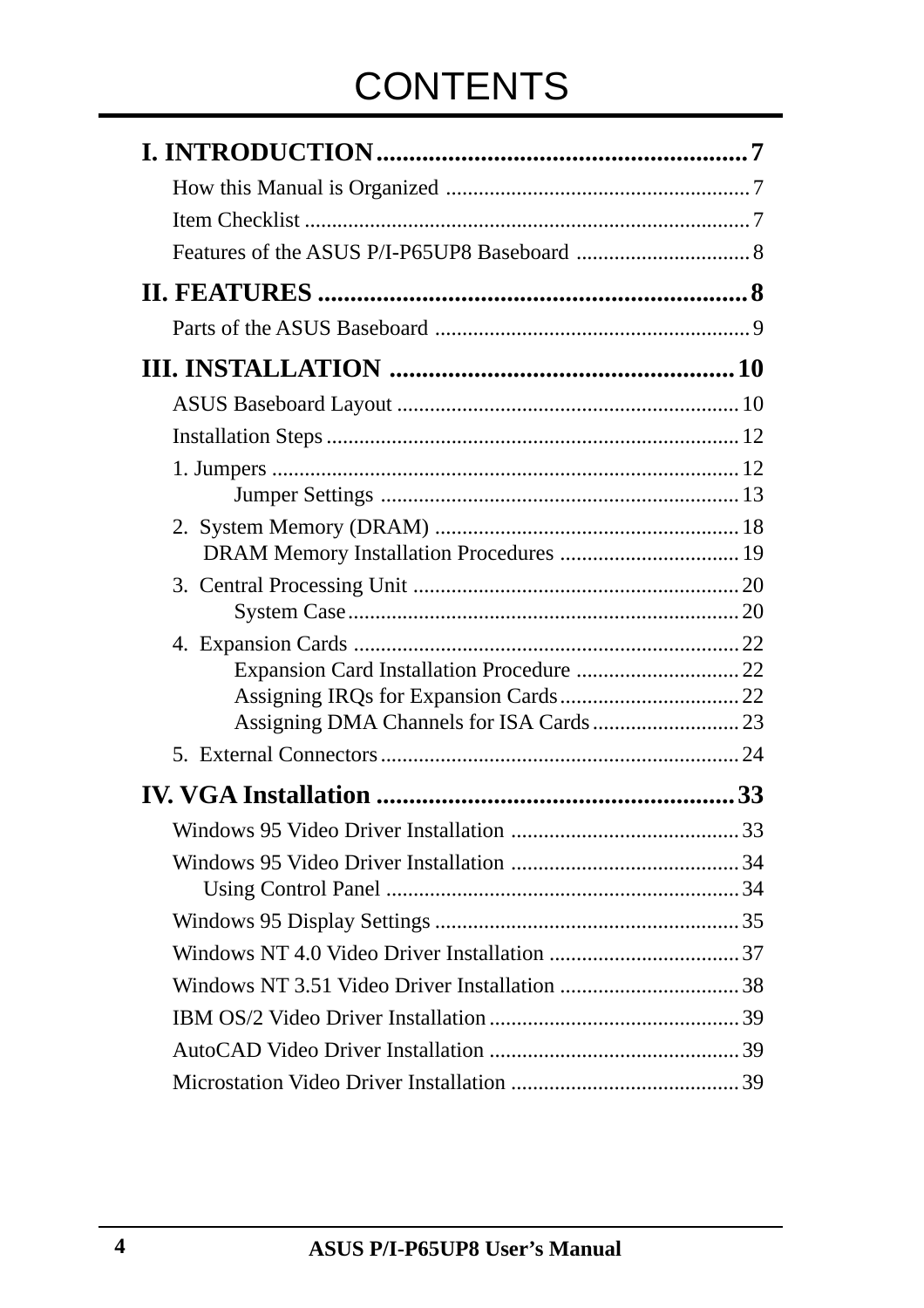# CONTENTS

**I. INTRODUCTION ........................................................ 7**

How this Manual is Organized ........................................................ 7

Item Checklist ........................................................ 7

Features of the ASUS P/I-P65UP8 Baseboard ................................ 8

**II. FEATURES ........................................................ 8**

Parts of the ASUS Baseboard ........................................................ 9

**III. INSTALLATION ........................................................ 10**

ASUS Baseboard Layout ........................................................ 10

Installation Steps ........................................................ 12

1. Jumpers ........................................................ 12

    Jumper Settings ........................................................ 13

2. System Memory (DRAM) ........................................................ 18

    DRAM Memory Installation Procedures ................................ 19

3. Central Processing Unit ........................................................ 20

    System Case ........................................................ 20

4. Expansion Cards ........................................................ 22

    Expansion Card Installation Procedure .............................. 22

    Assigning IRQs for Expansion Cards ................................ 22

    Assigning DMA Channels for ISA Cards ........................... 23

5. External Connectors ........................................................ 24

**IV. VGA Installation ........................................................ 33**

Windows 95 Video Driver Installation ........................................ 33

Windows 95 Video Driver Installation ........................................ 34

    Using Control Panel ........................................................ 34

Windows 95 Display Settings ........................................................ 35

Windows NT 4.0 Video Driver Installation .................................. 37

Windows NT 3.51 Video Driver Installation ................................ 38

IBM OS/2 Video Driver Installation ............................................. 39

AutoCAD Video Driver Installation ............................................. 39

Microstation Video Driver Installation ........................................ 39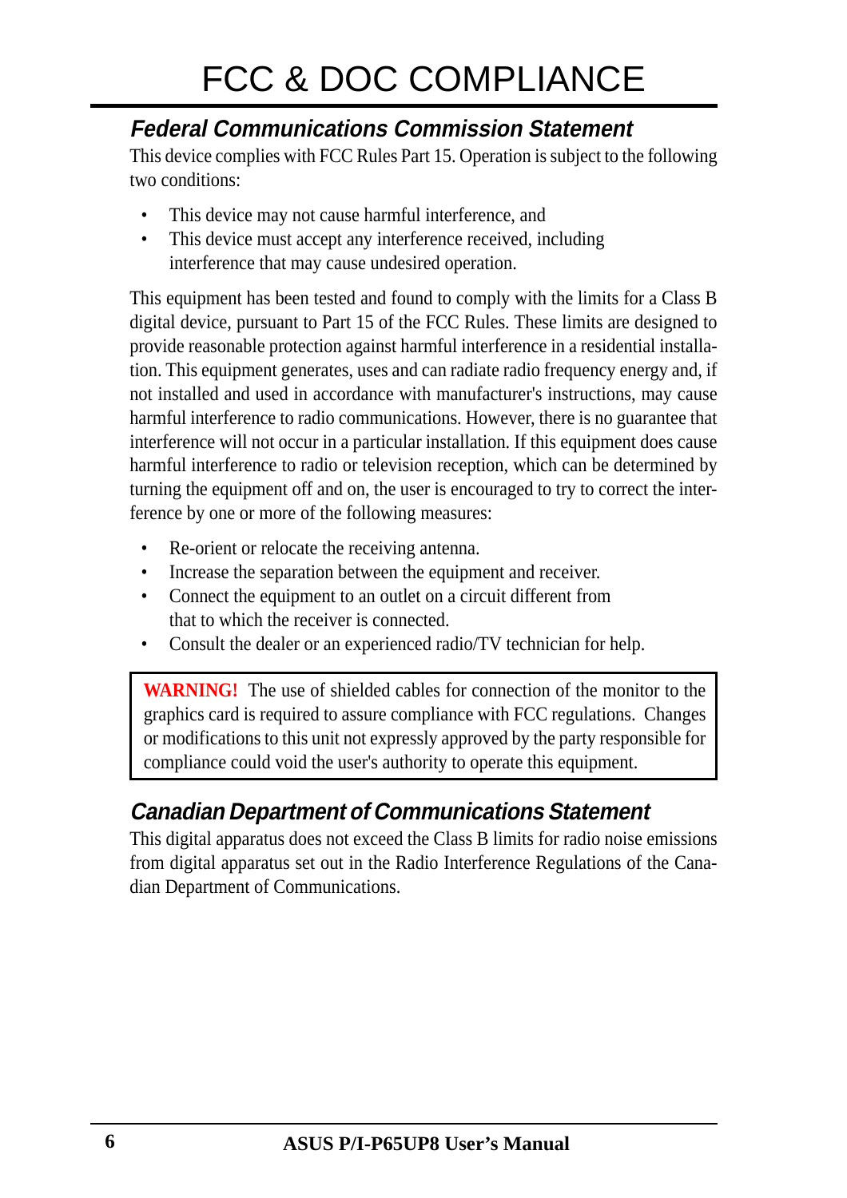# FCC & DOC COMPLIANCE

## *Federal Communications Commission Statement*

This device complies with FCC Rules Part 15. Operation is subject to the following two conditions:

- This device may not cause harmful interference, and
- This device must accept any interference received, including interference that may cause undesired operation.

This equipment has been tested and found to comply with the limits for a Class B digital device, pursuant to Part 15 of the FCC Rules. These limits are designed to provide reasonable protection against harmful interference in a residential installation. This equipment generates, uses and can radiate radio frequency energy and, if not installed and used in accordance with manufacturer's instructions, may cause harmful interference to radio communications. However, there is no guarantee that interference will not occur in a particular installation. If this equipment does cause harmful interference to radio or television reception, which can be determined by turning the equipment off and on, the user is encouraged to try to correct the interference by one or more of the following measures:

- Re-orient or relocate the receiving antenna.
- Increase the separation between the equipment and receiver.
- Connect the equipment to an outlet on a circuit different from that to which the receiver is connected.
- Consult the dealer or an experienced radio/TV technician for help.

> **WARNING!** The use of shielded cables for connection of the monitor to the graphics card is required to assure compliance with FCC regulations. Changes or modifications to this unit not expressly approved by the party responsible for compliance could void the user's authority to operate this equipment.

## *Canadian Department of Communications Statement*

This digital apparatus does not exceed the Class B limits for radio noise emissions from digital apparatus set out in the Radio Interference Regulations of the Canadian Department of Communications.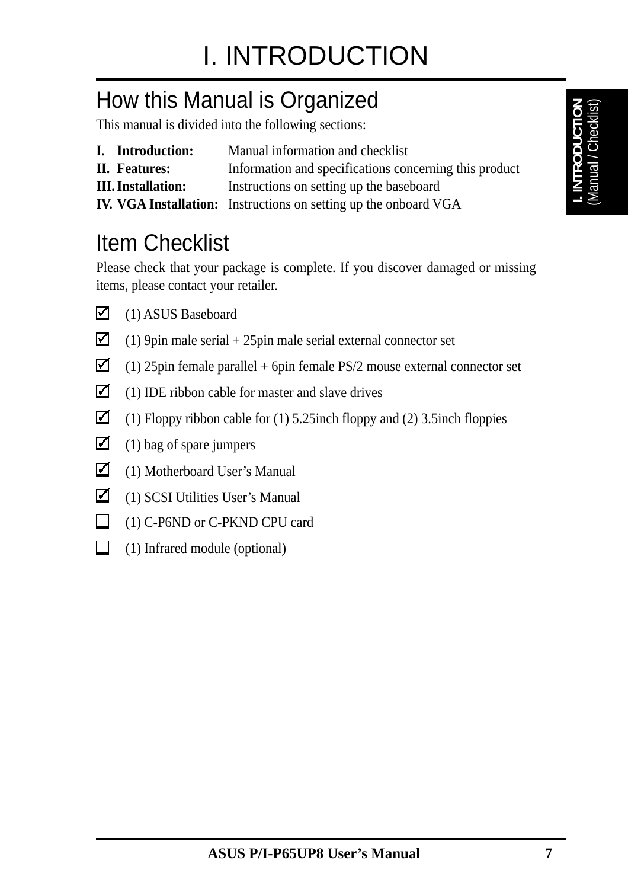# I. INTRODUCTION

## How this Manual is Organized

This manual is divided into the following sections:

| | |
|---|---|
| **I. Introduction:** | Manual information and checklist |
| **II. Features:** | Information and specifications concerning this product |
| **III. Installation:** | Instructions on setting up the baseboard |
| **IV. VGA Installation:** | Instructions on setting up the onboard VGA |

## Item Checklist

Please check that your package is complete. If you discover damaged or missing items, please contact your retailer.

- [x] (1) ASUS Baseboard
- [x] (1) 9pin male serial + 25pin male serial external connector set
- [x] (1) 25pin female parallel + 6pin female PS/2 mouse external connector set
- [x] (1) IDE ribbon cable for master and slave drives
- [x] (1) Floppy ribbon cable for (1) 5.25inch floppy and (2) 3.5inch floppies
- [x] (1) bag of spare jumpers
- [x] (1) Motherboard User's Manual
- [x] (1) SCSI Utilities User's Manual
- [ ] (1) C-P6ND or C-PKND CPU card
- [ ] (1) Infrared module (optional)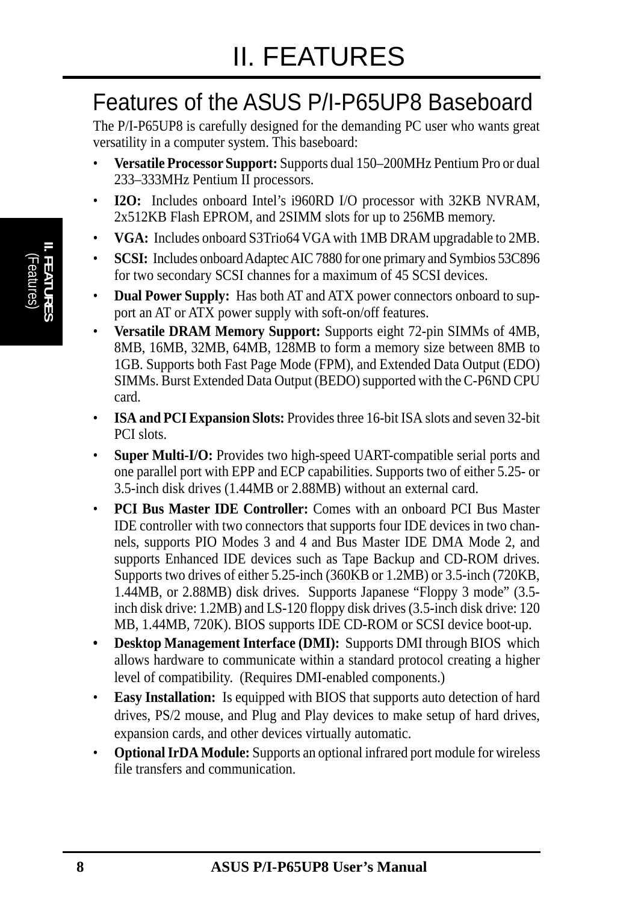# II. FEATURES

## Features of the ASUS P/I-P65UP8 Baseboard

The P/I-P65UP8 is carefully designed for the demanding PC user who wants great versatility in a computer system. This baseboard:

- **Versatile Processor Support:** Supports dual 150–200MHz Pentium Pro or dual 233–333MHz Pentium II processors.
- **I2O:** Includes onboard Intel's i960RD I/O processor with 32KB NVRAM, 2x512KB Flash EPROM, and 2SIMM slots for up to 256MB memory.
- **VGA:** Includes onboard S3Trio64 VGA with 1MB DRAM upgradable to 2MB.
- **SCSI:** Includes onboard Adaptec AIC 7880 for one primary and Symbios 53C896 for two secondary SCSI channes for a maximum of 45 SCSI devices.
- **Dual Power Supply:** Has both AT and ATX power connectors onboard to support an AT or ATX power supply with soft-on/off features.
- **Versatile DRAM Memory Support:** Supports eight 72-pin SIMMs of 4MB, 8MB, 16MB, 32MB, 64MB, 128MB to form a memory size between 8MB to 1GB. Supports both Fast Page Mode (FPM), and Extended Data Output (EDO) SIMMs. Burst Extended Data Output (BEDO) supported with the C-P6ND CPU card.
- **ISA and PCI Expansion Slots:** Provides three 16-bit ISA slots and seven 32-bit PCI slots.
- **Super Multi-I/O:** Provides two high-speed UART-compatible serial ports and one parallel port with EPP and ECP capabilities. Supports two of either 5.25- or 3.5-inch disk drives (1.44MB or 2.88MB) without an external card.
- **PCI Bus Master IDE Controller:** Comes with an onboard PCI Bus Master IDE controller with two connectors that supports four IDE devices in two channels, supports PIO Modes 3 and 4 and Bus Master IDE DMA Mode 2, and supports Enhanced IDE devices such as Tape Backup and CD-ROM drives. Supports two drives of either 5.25-inch (360KB or 1.2MB) or 3.5-inch (720KB, 1.44MB, or 2.88MB) disk drives. Supports Japanese "Floppy 3 mode" (3.5-inch disk drive: 1.2MB) and LS-120 floppy disk drives (3.5-inch disk drive: 120 MB, 1.44MB, 720K). BIOS supports IDE CD-ROM or SCSI device boot-up.
- **Desktop Management Interface (DMI):** Supports DMI through BIOS which allows hardware to communicate within a standard protocol creating a higher level of compatibility. (Requires DMI-enabled components.)
- **Easy Installation:** Is equipped with BIOS that supports auto detection of hard drives, PS/2 mouse, and Plug and Play devices to make setup of hard drives, expansion cards, and other devices virtually automatic.
- **Optional IrDA Module:** Supports an optional infrared port module for wireless file transfers and communication.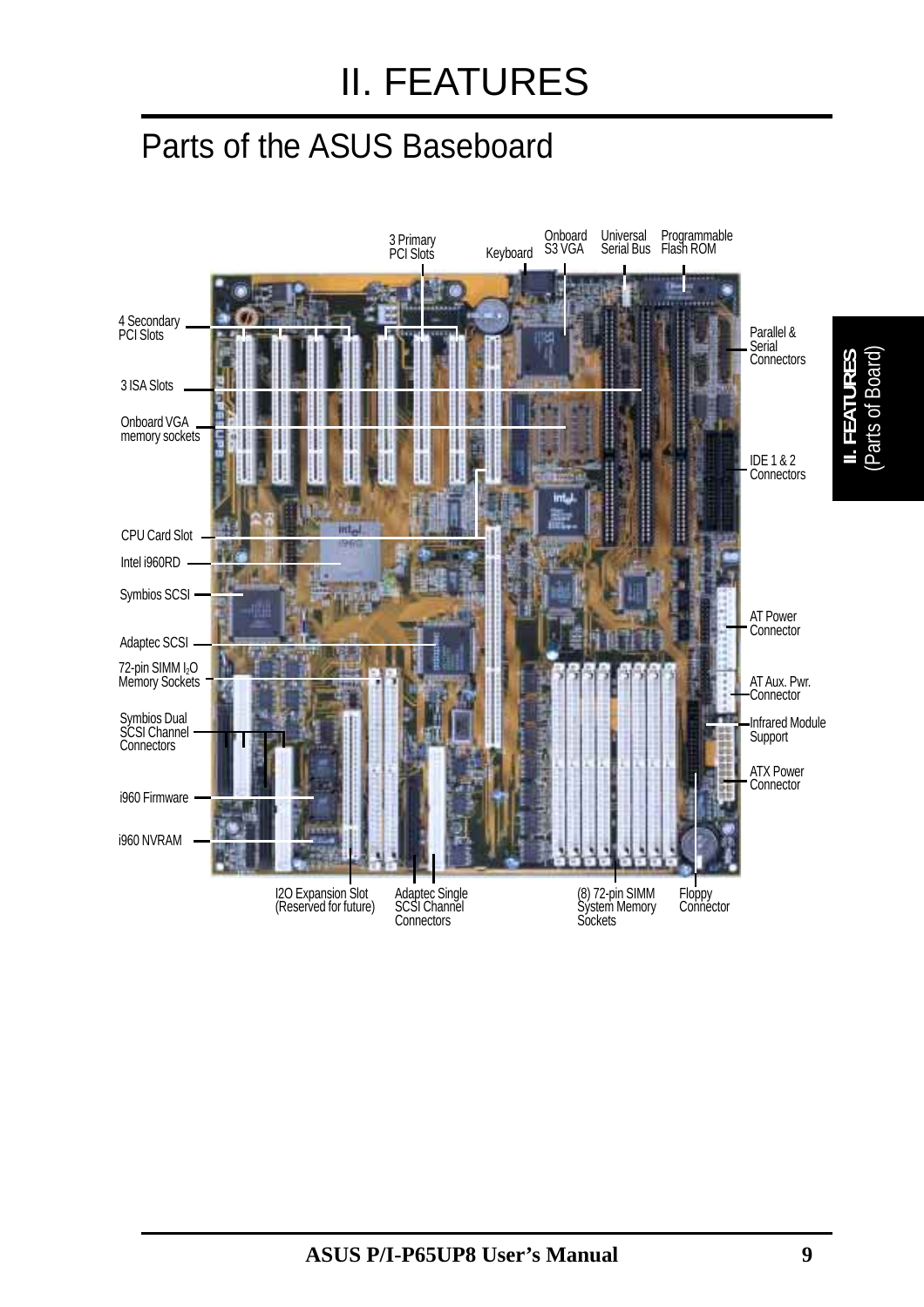# II. FEATURES

## Parts of the ASUS Baseboard

3 Primary PCI Slots

Keyboard

Onboard S3 VGA

Universal Serial Bus

Programmable Flash ROM

4 Secondary PCI Slots

3 ISA Slots

Onboard VGA memory sockets

CPU Card Slot

Intel i960RD

Symbios SCSI

Adaptec SCSI

72-pin SIMM $I_2O$ Memory Sockets

Symbios Dual SCSI Channel Connectors

i960 Firmware

i960 NVRAM

Parallel & Serial Connectors

IDE 1 & 2 Connectors

AT Power Connector

AT Aux. Pwr. Connector

Infrared Module Support

ATX Power Connector

I2O Expansion Slot (Reserved for future)

Adaptec Single SCSI Channel Connectors

(8) 72-pin SIMM System Memory Sockets

Floppy Connector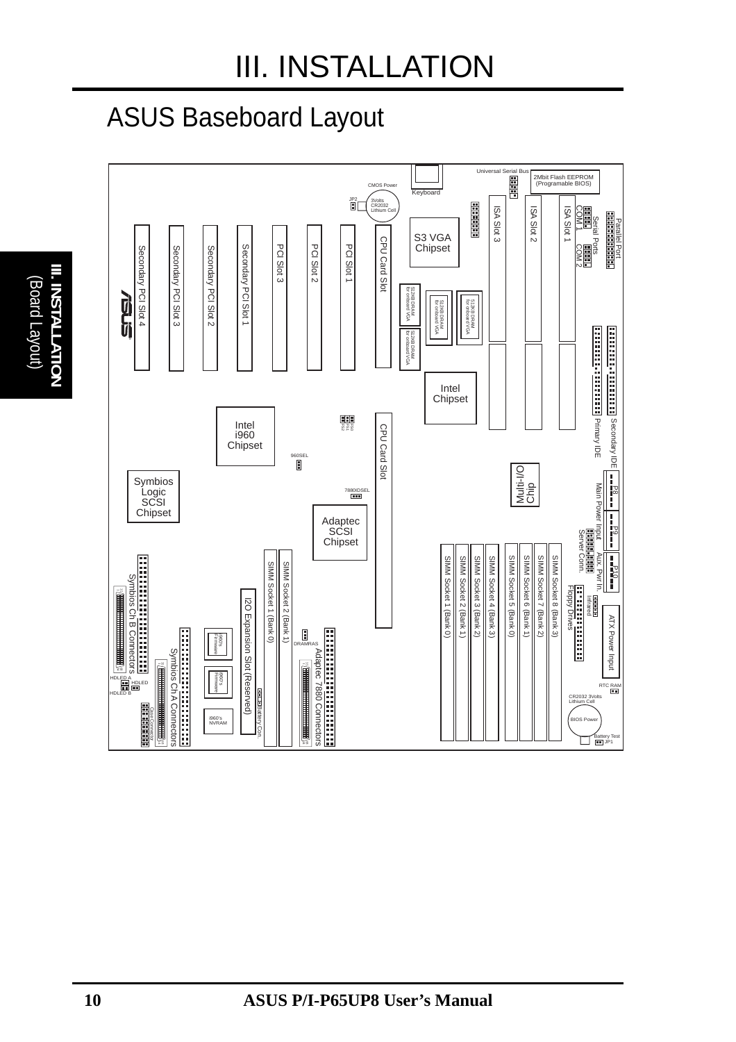# III. INSTALLATION

## ASUS Baseboard Layout

Universal Serial Bus

2Mbit Flash EEPROM (Programable BIOS)

CMOS Power

Keyboard

JP2

3Volts CR2032 Lithium Cell

ISA Slot 3

ISA Slot 2

ISA Slot 1

COM 1

Serial Ports

COM 2

Parallel Port

S3 VGA Chipset

Secondary PCI Slot 4

Secondary PCI Slot 3

Secondary PCI Slot 2

Secondary PCI Slot 1

PCI Slot 3

PCI Slot 2

PCI Slot 1

CPU Card Slot

512KB DRAM for onboard VGA

512KB DRAM for onboard VGA

512KB DRAM for onboard VGA

512KB DRAM for onboard VGA

Intel Chipset

Secondary IDE

Primary IDE

Intel i960 Chipset

CPU Card Slot

960SEL

Multi-I/O Chip

P8

Main Power Input

Symbios Logic SCSI Chipset

7880IDSEL

Adaptec SCSI Chipset

P9

Server Conn.

Aux. Pwr In.

P10

SIMM Socket 1 (Bank 0)

SIMM Socket 2 (Bank 1)

SIMM Socket 3 (Bank 2)

SIMM Socket 4 (Bank 3)

SIMM Socket 5 (Bank 0)

SIMM Socket 6 (Bank 1)

SIMM Socket 7 (Bank 2)

SIMM Socket 8 (Bank 3)

SIMM Socket 1 (Bank 0)

SIMM Socket 2 (Bank 1)

Floppy Drives

Infrared

ATX Power Input

Symbios Ch B Connectors

I2O Expansion Slot (Reserved)

DRAMRAS

Adaptec 7880 Connectors

Symbios Ch A Connectors

i960's Firmware

i960's Firmware

i960's NVRAM

Battery Con.

HDLED A

HDLED

HDLED B

RTC RAM

CR2032 3Volts Lithium Cell

BIOS Power

Battery Test

JP1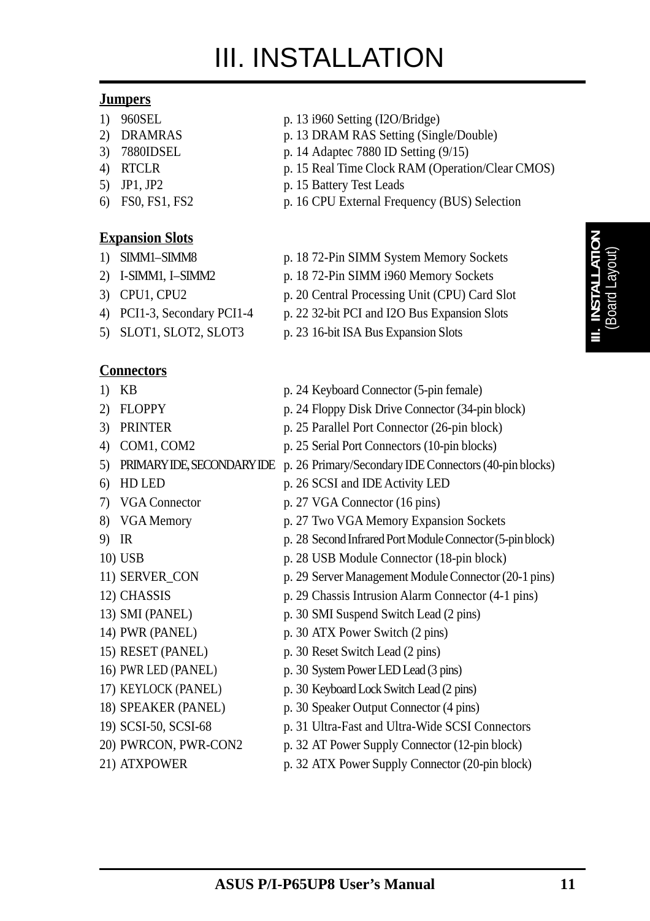# III. INSTALLATION

**Jumpers**

1) 960SEL — p. 13 i960 Setting (I2O/Bridge)
2) DRAMRAS — p. 13 DRAM RAS Setting (Single/Double)
3) 7880IDSEL — p. 14 Adaptec 7880 ID Setting (9/15)
4) RTCLR — p. 15 Real Time Clock RAM (Operation/Clear CMOS)
5) JP1, JP2 — p. 15 Battery Test Leads
6) FS0, FS1, FS2 — p. 16 CPU External Frequency (BUS) Selection

**Expansion Slots**

1) SIMM1–SIMM8 — p. 18 72-Pin SIMM System Memory Sockets
2) I-SIMM1, I–SIMM2 — p. 18 72-Pin SIMM i960 Memory Sockets
3) CPU1, CPU2 — p. 20 Central Processing Unit (CPU) Card Slot
4) PCI1-3, Secondary PCI1-4 — p. 22 32-bit PCI and I2O Bus Expansion Slots
5) SLOT1, SLOT2, SLOT3 — p. 23 16-bit ISA Bus Expansion Slots

**Connectors**

1) KB — p. 24 Keyboard Connector (5-pin female)
2) FLOPPY — p. 24 Floppy Disk Drive Connector (34-pin block)
3) PRINTER — p. 25 Parallel Port Connector (26-pin block)
4) COM1, COM2 — p. 25 Serial Port Connectors (10-pin blocks)
5) PRIMARY IDE, SECONDARY IDE — p. 26 Primary/Secondary IDE Connectors (40-pin blocks)
6) HD LED — p. 26 SCSI and IDE Activity LED
7) VGA Connector — p. 27 VGA Connector (16 pins)
8) VGA Memory — p. 27 Two VGA Memory Expansion Sockets
9) IR — p. 28 Second Infrared Port Module Connector (5-pin block)
10) USB — p. 28 USB Module Connector (18-pin block)
11) SERVER_CON — p. 29 Server Management Module Connector (20-1 pins)
12) CHASSIS — p. 29 Chassis Intrusion Alarm Connector (4-1 pins)
13) SMI (PANEL) — p. 30 SMI Suspend Switch Lead (2 pins)
14) PWR (PANEL) — p. 30 ATX Power Switch (2 pins)
15) RESET (PANEL) — p. 30 Reset Switch Lead (2 pins)
16) PWR LED (PANEL) — p. 30 System Power LED Lead (3 pins)
17) KEYLOCK (PANEL) — p. 30 Keyboard Lock Switch Lead (2 pins)
18) SPEAKER (PANEL) — p. 30 Speaker Output Connector (4 pins)
19) SCSI-50, SCSI-68 — p. 31 Ultra-Fast and Ultra-Wide SCSI Connectors
20) PWRCON, PWR-CON2 — p. 32 AT Power Supply Connector (12-pin block)
21) ATXPOWER — p. 32 ATX Power Supply Connector (20-pin block)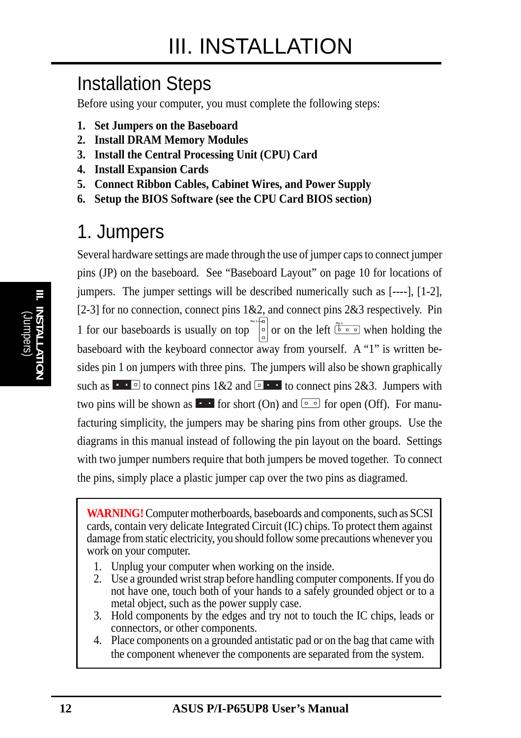# III. INSTALLATION

## Installation Steps

Before using your computer, you must complete the following steps:

1. **Set Jumpers on the Baseboard**
2. **Install DRAM Memory Modules**
3. **Install the Central Processing Unit (CPU) Card**
4. **Install Expansion Cards**
5. **Connect Ribbon Cables, Cabinet Wires, and Power Supply**
6. **Setup the BIOS Software (see the CPU Card BIOS section)**

## 1. Jumpers

Several hardware settings are made through the use of jumper caps to connect jumper pins (JP) on the baseboard. See "Baseboard Layout" on page 10 for locations of jumpers. The jumper settings will be described numerically such as [----], [1-2], [2-3] for no connection, connect pins 1&2, and connect pins 2&3 respectively. Pin 1 for our baseboards is usually on top or on the left when holding the baseboard with the keyboard connector away from yourself. A "1" is written besides pin 1 on jumpers with three pins. The jumpers will also be shown graphically such as to connect pins 1&2 and to connect pins 2&3. Jumpers with two pins will be shown as for short (On) and for open (Off). For manufacturing simplicity, the jumpers may be sharing pins from other groups. Use the diagrams in this manual instead of following the pin layout on the board. Settings with two jumper numbers require that both jumpers be moved together. To connect the pins, simply place a plastic jumper cap over the two pins as diagramed.

> **WARNING!** Computer motherboards, baseboards and components, such as SCSI cards, contain very delicate Integrated Circuit (IC) chips. To protect them against damage from static electricity, you should follow some precautions whenever you work on your computer.
>
> 1. Unplug your computer when working on the inside.
> 2. Use a grounded wrist strap before handling computer components. If you do not have one, touch both of your hands to a safely grounded object or to a metal object, such as the power supply case.
> 3. Hold components by the edges and try not to touch the IC chips, leads or connectors, or other components.
> 4. Place components on a grounded antistatic pad or on the bag that came with the component whenever the components are separated from the system.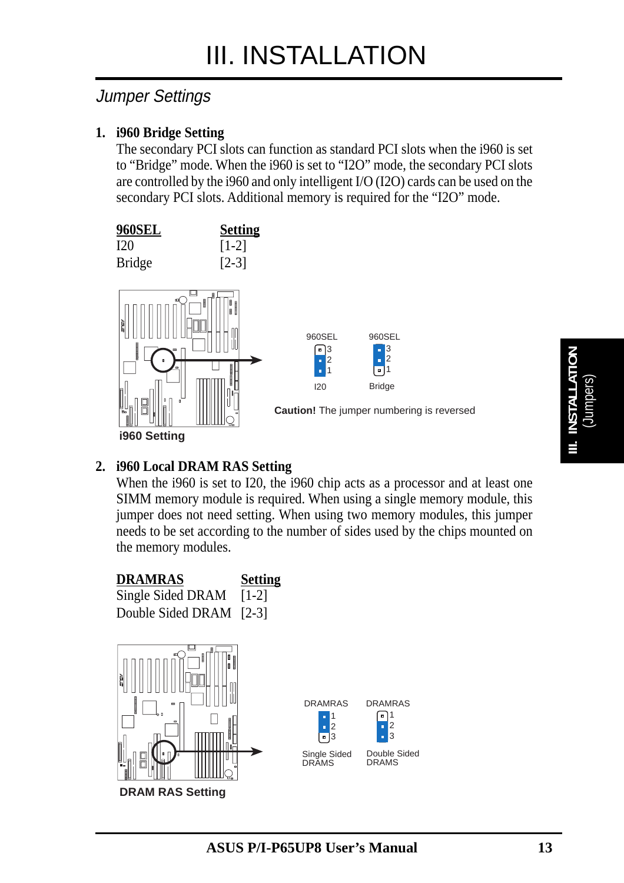# III. INSTALLATION

## *Jumper Settings*

### 1. i960 Bridge Setting

The secondary PCI slots can function as standard PCI slots when the i960 is set to “Bridge” mode. When the i960 is set to “I2O” mode, the secondary PCI slots are controlled by the i960 and only intelligent I/O (I2O) cards can be used on the secondary PCI slots. Additional memory is required for the “I2O” mode.

| 960SEL | Setting |
|---|---|
| I20 | [1-2] |
| Bridge | [2-3] |

960SEL 3 2 1 I20 — 960SEL 3 2 1 Bridge

**Caution!** The jumper numbering is reversed

**i960 Setting**

### 2. i960 Local DRAM RAS Setting

When the i960 is set to I20, the i960 chip acts as a processor and at least one SIMM memory module is required. When using a single memory module, this jumper does not need setting. When using two memory modules, this jumper needs to be set according to the number of sides used by the chips mounted on the memory modules.

| DRAMRAS | Setting |
|---|---|
| Single Sided DRAM | [1-2] |
| Double Sided DRAM | [2-3] |

DRAMRAS 1 2 3 Single Sided DRAMS — DRAMRAS 1 2 3 Double Sided DRAMS

**DRAM RAS Setting**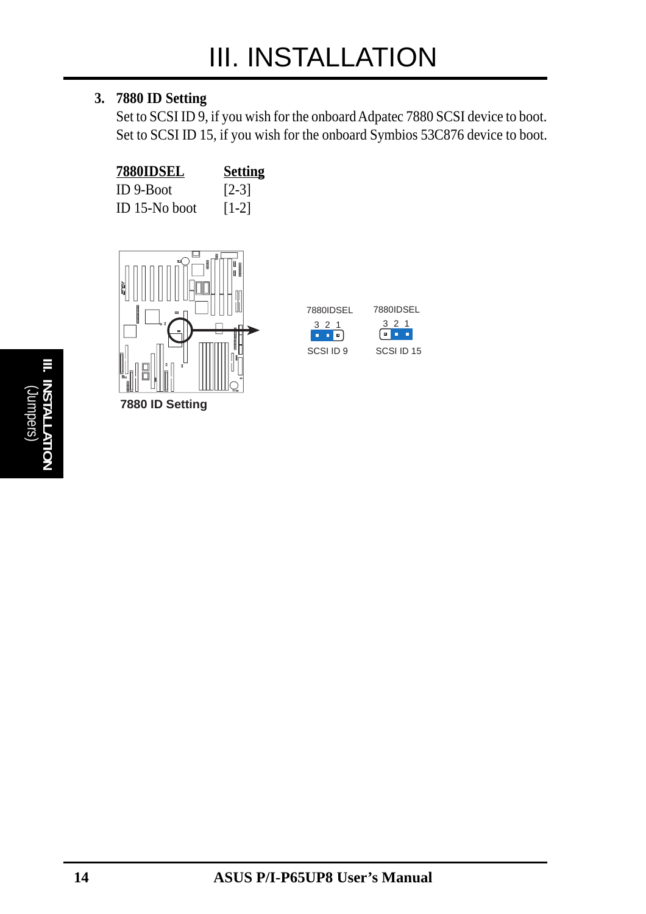## 3. 7880 ID Setting

Set to SCSI ID 9, if you wish for the onboard Adpatec 7880 SCSI device to boot. Set to SCSI ID 15, if you wish for the onboard Symbios 53C876 device to boot.

| 7880IDSEL | Setting |
|---|---|
| ID 9-Boot | [2-3] |
| ID 15-No boot | [1-2] |

7880 ID Setting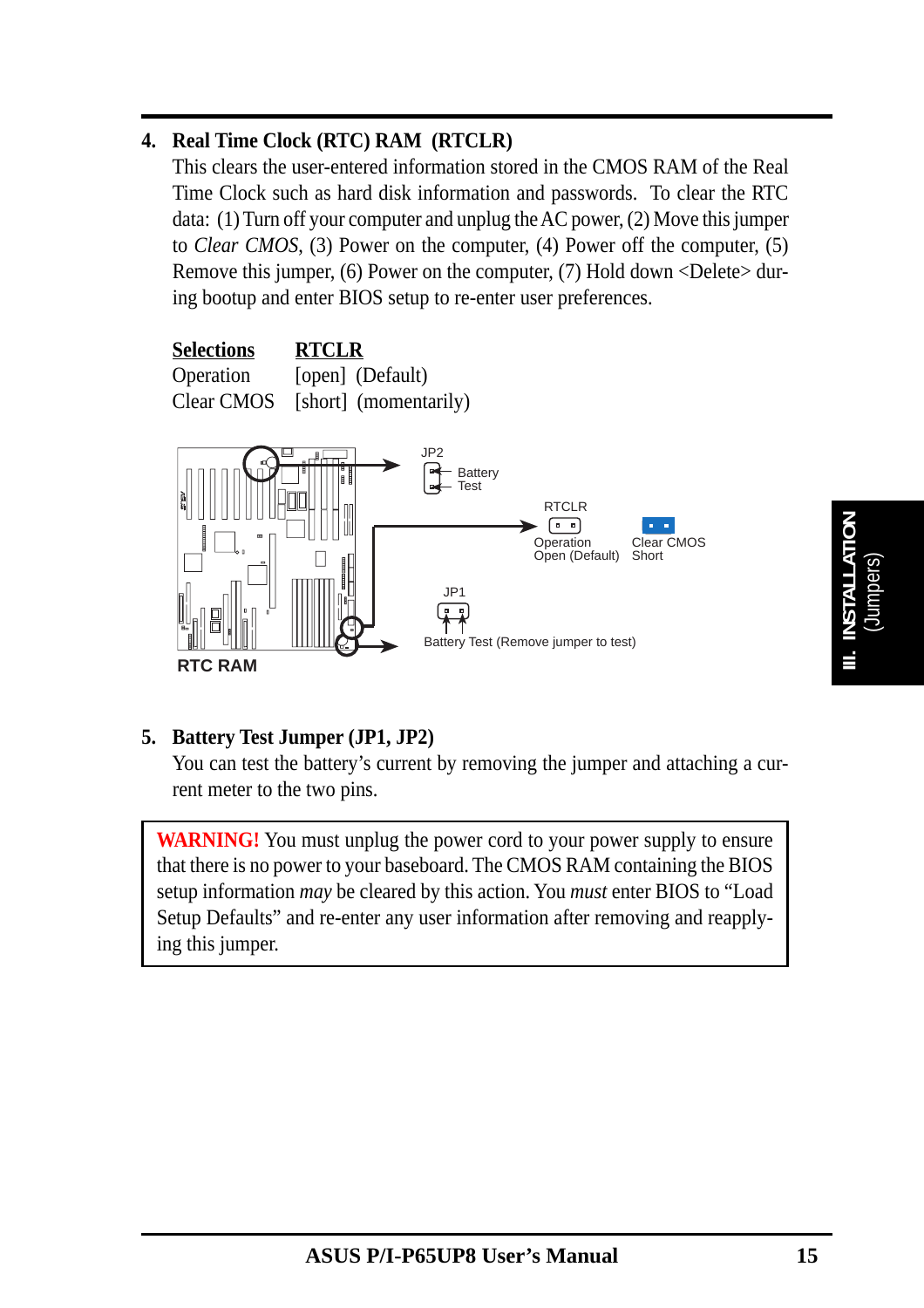**4. Real Time Clock (RTC) RAM (RTCLR)**

This clears the user-entered information stored in the CMOS RAM of the Real Time Clock such as hard disk information and passwords. To clear the RTC data: (1) Turn off your computer and unplug the AC power, (2) Move this jumper to *Clear CMOS*, (3) Power on the computer, (4) Power off the computer, (5) Remove this jumper, (6) Power on the computer, (7) Hold down <Delete> during bootup and enter BIOS setup to re-enter user preferences.

| Selections | RTCLR |
|---|---|
| Operation | [open] (Default) |
| Clear CMOS | [short] (momentarily) |

JP2 Battery Test

RTCLR
Operation Open (Default) | Clear CMOS Short

JP1
Battery Test (Remove jumper to test)

RTC RAM

**5. Battery Test Jumper (JP1, JP2)**

You can test the battery's current by removing the jumper and attaching a current meter to the two pins.

> **WARNING!** You must unplug the power cord to your power supply to ensure that there is no power to your baseboard. The CMOS RAM containing the BIOS setup information *may* be cleared by this action. You *must* enter BIOS to "Load Setup Defaults" and re-enter any user information after removing and reapplying this jumper.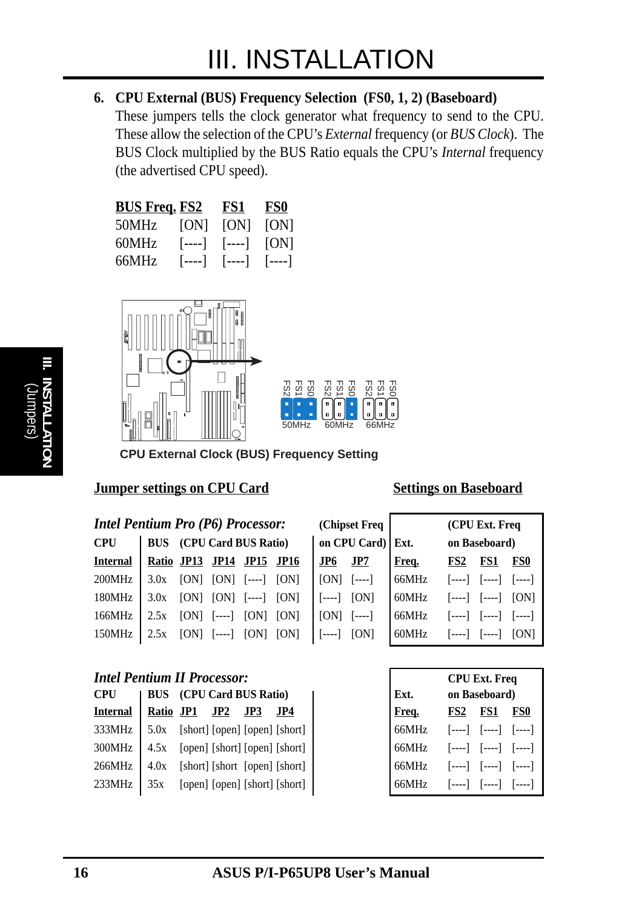# III. INSTALLATION

**6. CPU External (BUS) Frequency Selection (FS0, 1, 2) (Baseboard)**

These jumpers tells the clock generator what frequency to send to the CPU. These allow the selection of the CPU's *External* frequency (or *BUS Clock*). The BUS Clock multiplied by the BUS Ratio equals the CPU's *Internal* frequency (the advertised CPU speed).

| BUS Freq. | FS2 | FS1 | FS0 |
|---|---|---|---|
| 50MHz | [ON] | [ON] | [ON] |
| 60MHz | [----] | [----] | [ON] |
| 66MHz | [----] | [----] | [----] |

CPU External Clock (BUS) Frequency Setting

**Jumper settings on CPU Card** — **Settings on Baseboard**

*Intel Pentium Pro (P6) Processor:*

| CPU Internal | BUS Ratio | (CPU Card BUS Ratio) JP13 | JP14 | JP15 | JP16 | (Chipset Freq on CPU Card) JP6 | JP7 | Ext. Freq. | (CPU Ext. Freq on Baseboard) FS2 | FS1 | FS0 |
|---|---|---|---|---|---|---|---|---|---|---|---|
| 200MHz | 3.0x | [ON] | [ON] | [----] | [ON] | [ON] | [----] | 66MHz | [----] | [----] | [----] |
| 180MHz | 3.0x | [ON] | [ON] | [----] | [ON] | [----] | [ON] | 60MHz | [----] | [----] | [ON] |
| 166MHz | 2.5x | [ON] | [----] | [ON] | [ON] | [ON] | [----] | 66MHz | [----] | [----] | [----] |
| 150MHz | 2.5x | [ON] | [----] | [ON] | [ON] | [----] | [ON] | 60MHz | [----] | [----] | [ON] |

*Intel Pentium II Processor:*

| CPU Internal | BUS Ratio | (CPU Card BUS Ratio) JP1 | JP2 | JP3 | JP4 | Ext. Freq. | CPU Ext. Freq on Baseboard) FS2 | FS1 | FS0 |
|---|---|---|---|---|---|---|---|---|---|
| 333MHz | 5.0x | [short] | [open] | [open] | [short] | 66MHz | [----] | [----] | [----] |
| 300MHz | 4.5x | [open] | [short] | [open] | [short] | 66MHz | [----] | [----] | [----] |
| 266MHz | 4.0x | [short] | [short | [open] | [short] | 66MHz | [----] | [----] | [----] |
| 233MHz | 35x | [open] | [open] | [short] | [short] | 66MHz | [----] | [----] | [----] |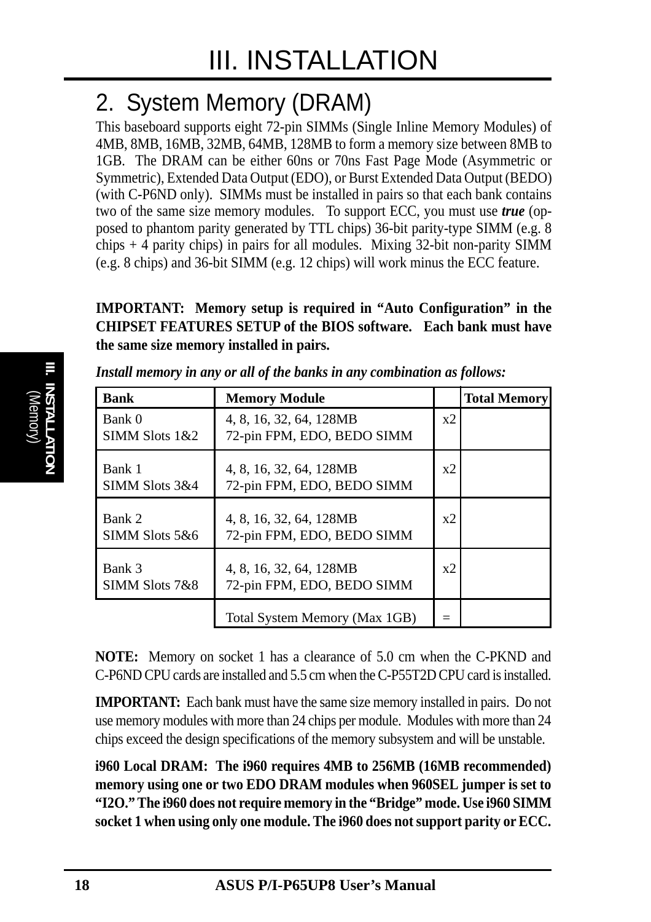## 2. System Memory (DRAM)

This baseboard supports eight 72-pin SIMMs (Single Inline Memory Modules) of 4MB, 8MB, 16MB, 32MB, 64MB, 128MB to form a memory size between 8MB to 1GB. The DRAM can be either 60ns or 70ns Fast Page Mode (Asymmetric or Symmetric), Extended Data Output (EDO), or Burst Extended Data Output (BEDO) (with C-P6ND only). SIMMs must be installed in pairs so that each bank contains two of the same size memory modules. To support ECC, you must use ***true*** (opposed to phantom parity generated by TTL chips) 36-bit parity-type SIMM (e.g. 8 chips + 4 parity chips) in pairs for all modules. Mixing 32-bit non-parity SIMM (e.g. 8 chips) and 36-bit SIMM (e.g. 12 chips) will work minus the ECC feature.

**IMPORTANT: Memory setup is required in "Auto Configuration" in the CHIPSET FEATURES SETUP of the BIOS software. Each bank must have the same size memory installed in pairs.**

***Install memory in any or all of the banks in any combination as follows:***

| Bank | Memory Module | | Total Memory |
|---|---|---|---|
| Bank 0<br>SIMM Slots 1&2 | 4, 8, 16, 32, 64, 128MB<br>72-pin FPM, EDO, BEDO SIMM | x2 | |
| Bank 1<br>SIMM Slots 3&4 | 4, 8, 16, 32, 64, 128MB<br>72-pin FPM, EDO, BEDO SIMM | x2 | |
| Bank 2<br>SIMM Slots 5&6 | 4, 8, 16, 32, 64, 128MB<br>72-pin FPM, EDO, BEDO SIMM | x2 | |
| Bank 3<br>SIMM Slots 7&8 | 4, 8, 16, 32, 64, 128MB<br>72-pin FPM, EDO, BEDO SIMM | x2 | |
| | Total System Memory (Max 1GB) | = | |

**NOTE:** Memory on socket 1 has a clearance of 5.0 cm when the C-PKND and C-P6ND CPU cards are installed and 5.5 cm when the C-P55T2D CPU card is installed.

**IMPORTANT:** Each bank must have the same size memory installed in pairs. Do not use memory modules with more than 24 chips per module. Modules with more than 24 chips exceed the design specifications of the memory subsystem and will be unstable.

**i960 Local DRAM: The i960 requires 4MB to 256MB (16MB recommended) memory using one or two EDO DRAM modules when 960SEL jumper is set to "I2O." The i960 does not require memory in the "Bridge" mode. Use i960 SIMM socket 1 when using only one module. The i960 does not support parity or ECC.**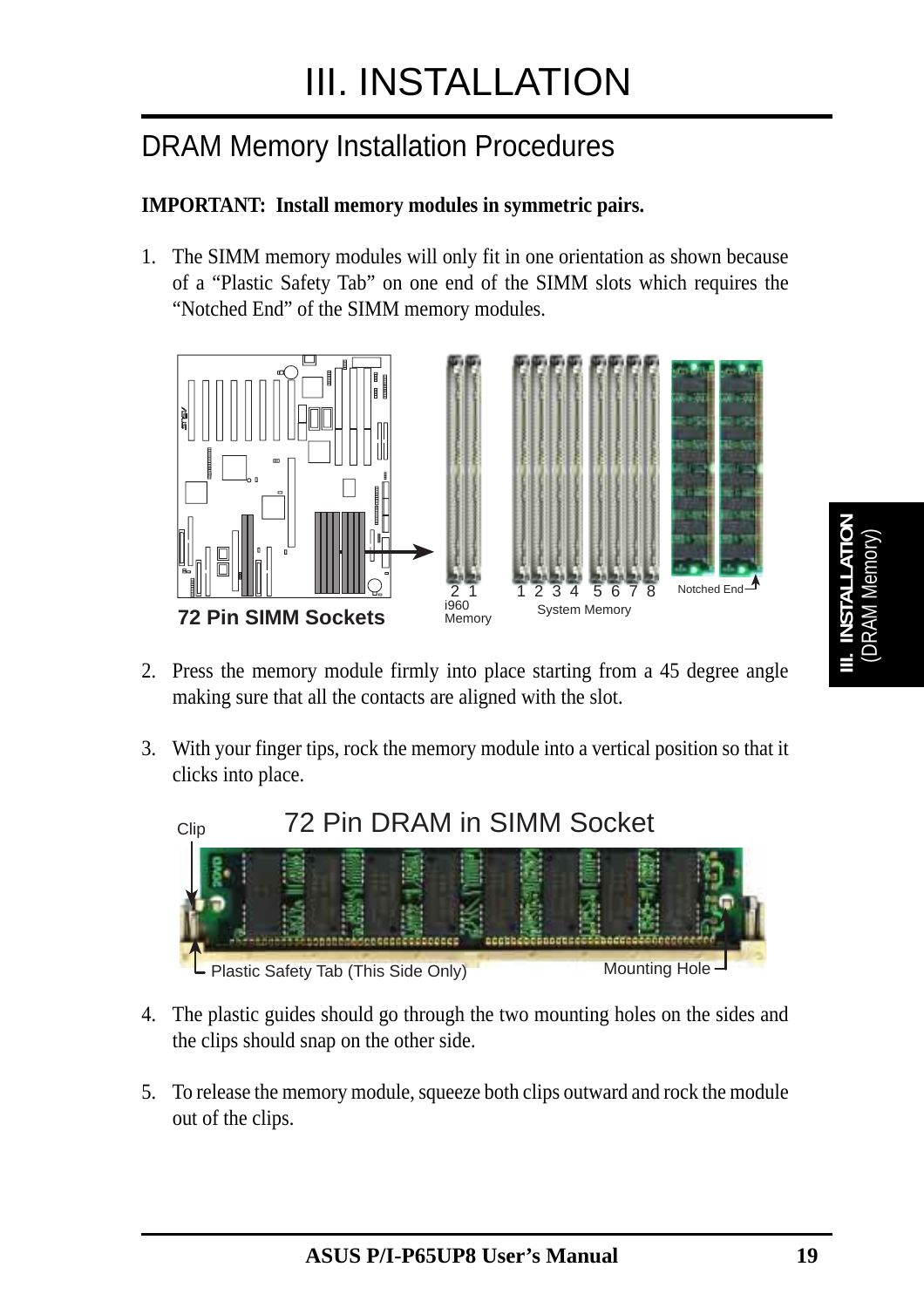# III. INSTALLATION

## DRAM Memory Installation Procedures

**IMPORTANT: Install memory modules in symmetric pairs.**

1. The SIMM memory modules will only fit in one orientation as shown because of a “Plastic Safety Tab” on one end of the SIMM slots which requires the “Notched End” of the SIMM memory modules.

72 Pin SIMM Sockets

2. Press the memory module firmly into place starting from a 45 degree angle making sure that all the contacts are aligned with the slot.

3. With your finger tips, rock the memory module into a vertical position so that it clicks into place.

72 Pin DRAM in SIMM Socket

4. The plastic guides should go through the two mounting holes on the sides and the clips should snap on the other side.

5. To release the memory module, squeeze both clips outward and rock the module out of the clips.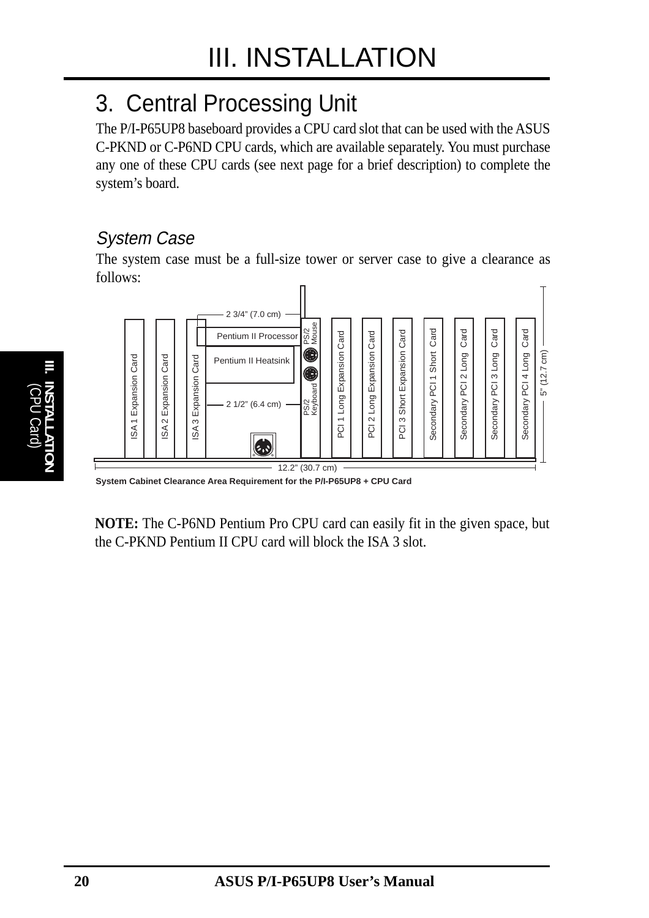## 3. Central Processing Unit

The P/I-P65UP8 baseboard provides a CPU card slot that can be used with the ASUS C-PKND or C-P6ND CPU cards, which are available separately. You must purchase any one of these CPU cards (see next page for a brief description) to complete the system's board.

### *System Case*

The system case must be a full-size tower or server case to give a clearance as follows:

**System Cabinet Clearance Area Requirement for the P/I-P65UP8 + CPU Card**

**NOTE:** The C-P6ND Pentium Pro CPU card can easily fit in the given space, but the C-PKND Pentium II CPU card will block the ISA 3 slot.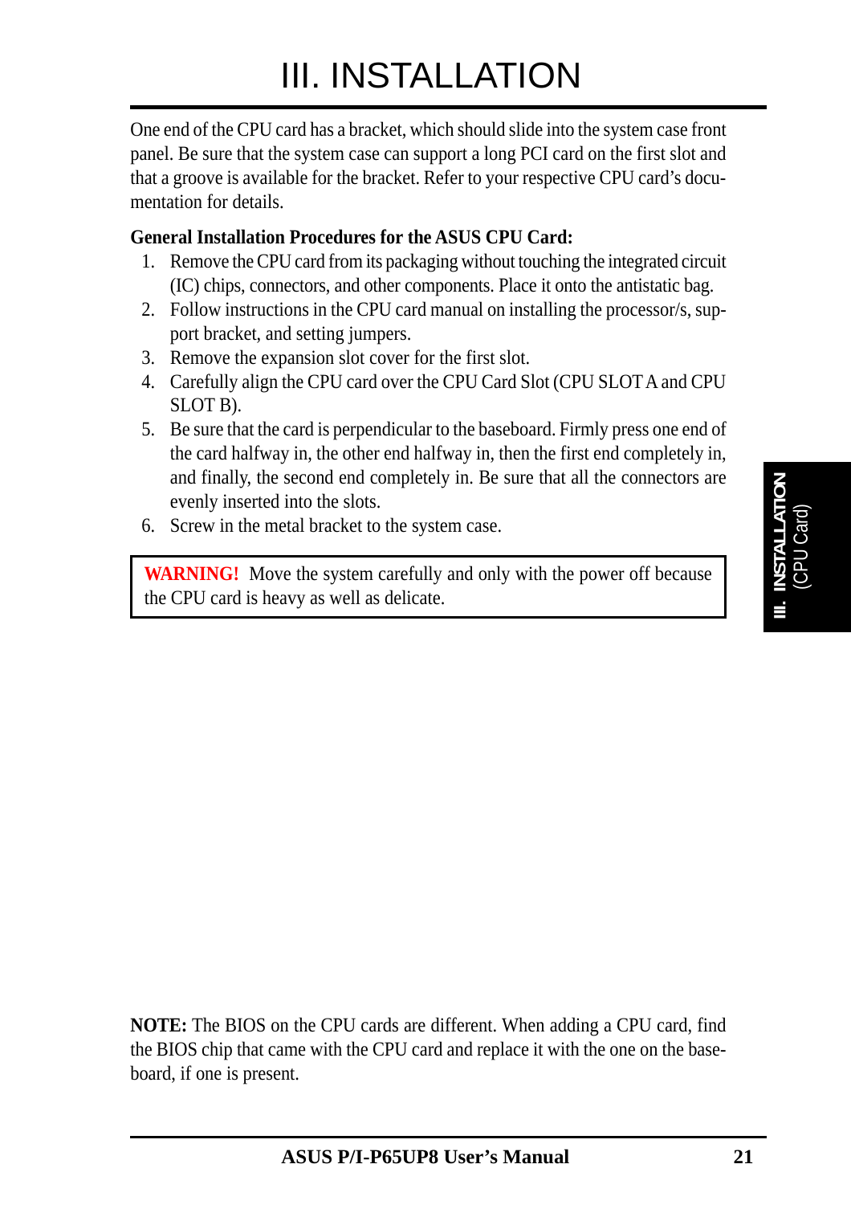# III. INSTALLATION

One end of the CPU card has a bracket, which should slide into the system case front panel. Be sure that the system case can support a long PCI card on the first slot and that a groove is available for the bracket. Refer to your respective CPU card's documentation for details.

**General Installation Procedures for the ASUS CPU Card:**

1. Remove the CPU card from its packaging without touching the integrated circuit (IC) chips, connectors, and other components. Place it onto the antistatic bag.
2. Follow instructions in the CPU card manual on installing the processor/s, support bracket, and setting jumpers.
3. Remove the expansion slot cover for the first slot.
4. Carefully align the CPU card over the CPU Card Slot (CPU SLOT A and CPU SLOT B).
5. Be sure that the card is perpendicular to the baseboard. Firmly press one end of the card halfway in, the other end halfway in, then the first end completely in, and finally, the second end completely in. Be sure that all the connectors are evenly inserted into the slots.
6. Screw in the metal bracket to the system case.

> **WARNING!** Move the system carefully and only with the power off because the CPU card is heavy as well as delicate.

**NOTE:** The BIOS on the CPU cards are different. When adding a CPU card, find the BIOS chip that came with the CPU card and replace it with the one on the baseboard, if one is present.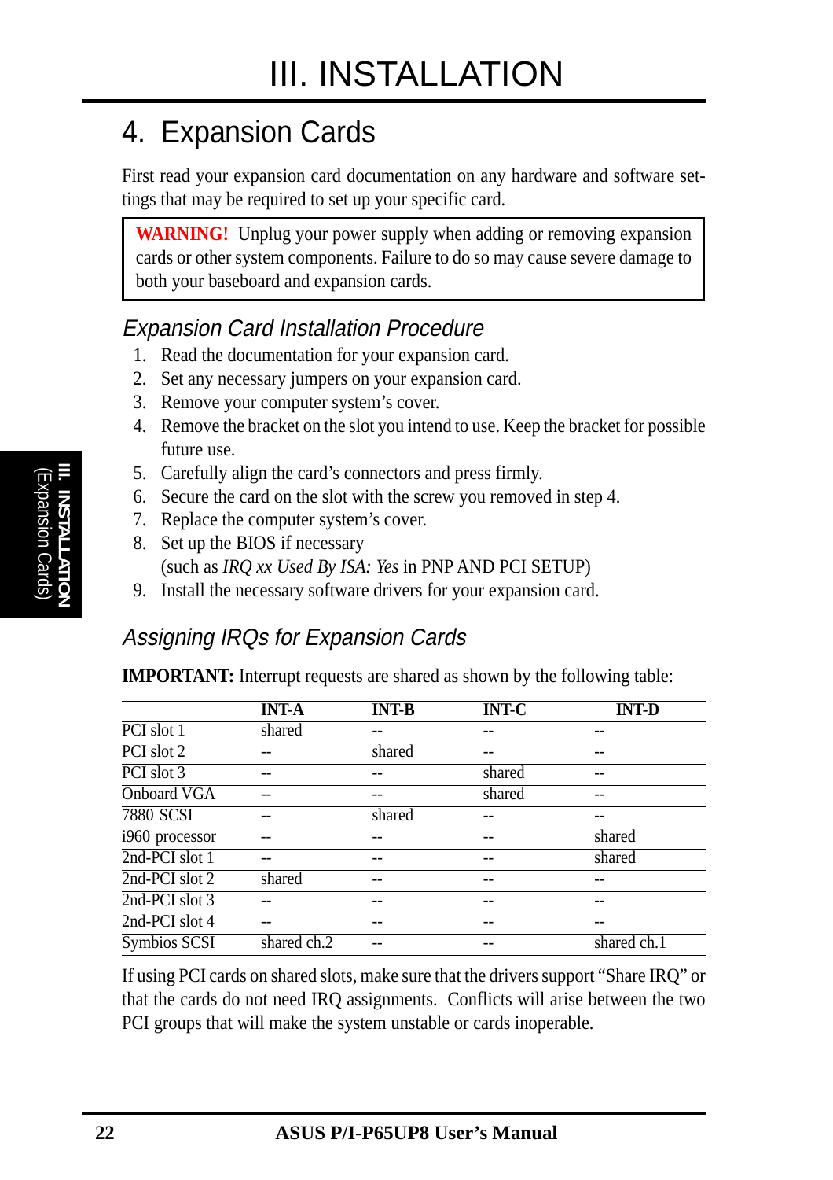# III. INSTALLATION

## 4. Expansion Cards

First read your expansion card documentation on any hardware and software settings that may be required to set up your specific card.

> **WARNING!** Unplug your power supply when adding or removing expansion cards or other system components. Failure to do so may cause severe damage to both your baseboard and expansion cards.

### *Expansion Card Installation Procedure*

1. Read the documentation for your expansion card.
2. Set any necessary jumpers on your expansion card.
3. Remove your computer system's cover.
4. Remove the bracket on the slot you intend to use. Keep the bracket for possible future use.
5. Carefully align the card's connectors and press firmly.
6. Secure the card on the slot with the screw you removed in step 4.
7. Replace the computer system's cover.
8. Set up the BIOS if necessary
   (such as *IRQ xx Used By ISA: Yes* in PNP AND PCI SETUP)
9. Install the necessary software drivers for your expansion card.

### *Assigning IRQs for Expansion Cards*

**IMPORTANT:** Interrupt requests are shared as shown by the following table:

| | INT-A | INT-B | INT-C | INT-D |
|---|---|---|---|---|
| PCI slot 1 | shared | -- | -- | -- |
| PCI slot 2 | -- | shared | -- | -- |
| PCI slot 3 | -- | -- | shared | -- |
| Onboard VGA | -- | -- | shared | -- |
| 7880 SCSI | -- | shared | -- | -- |
| i960 processor | -- | -- | -- | shared |
| 2nd-PCI slot 1 | -- | -- | -- | shared |
| 2nd-PCI slot 2 | shared | -- | -- | -- |
| 2nd-PCI slot 3 | -- | -- | -- | -- |
| 2nd-PCI slot 4 | -- | -- | -- | -- |
| Symbios SCSI | shared ch.2 | -- | -- | shared ch.1 |

If using PCI cards on shared slots, make sure that the drivers support "Share IRQ" or that the cards do not need IRQ assignments. Conflicts will arise between the two PCI groups that will make the system unstable or cards inoperable.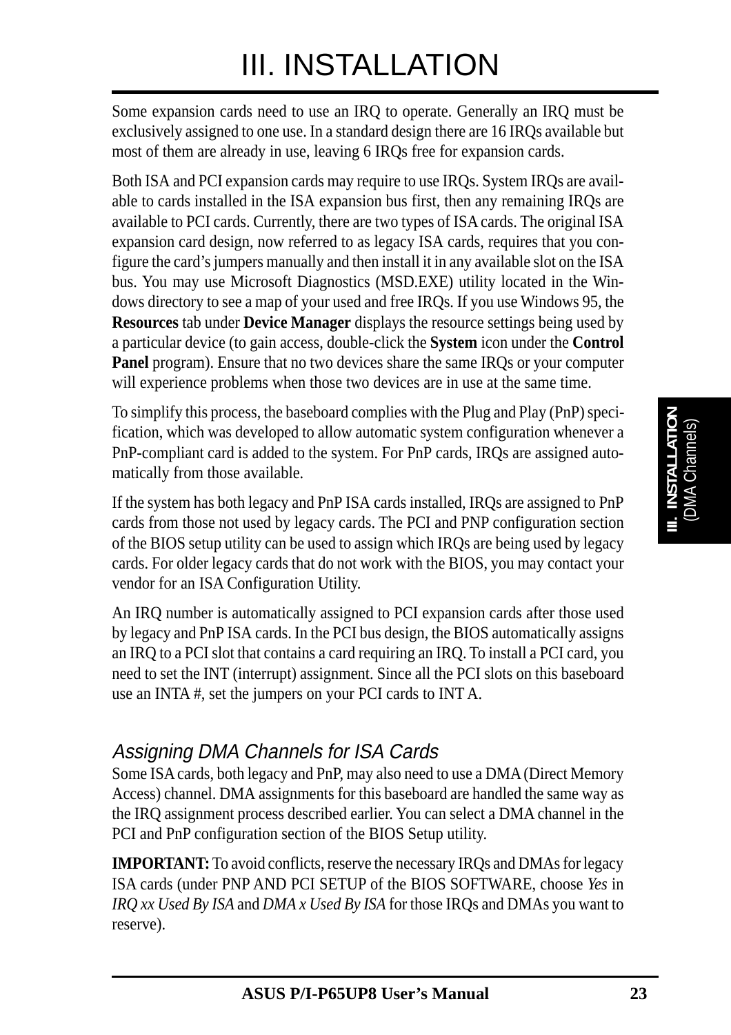Some expansion cards need to use an IRQ to operate. Generally an IRQ must be exclusively assigned to one use. In a standard design there are 16 IRQs available but most of them are already in use, leaving 6 IRQs free for expansion cards.

Both ISA and PCI expansion cards may require to use IRQs. System IRQs are available to cards installed in the ISA expansion bus first, then any remaining IRQs are available to PCI cards. Currently, there are two types of ISA cards. The original ISA expansion card design, now referred to as legacy ISA cards, requires that you configure the card's jumpers manually and then install it in any available slot on the ISA bus. You may use Microsoft Diagnostics (MSD.EXE) utility located in the Windows directory to see a map of your used and free IRQs. If you use Windows 95, the **Resources** tab under **Device Manager** displays the resource settings being used by a particular device (to gain access, double-click the **System** icon under the **Control Panel** program). Ensure that no two devices share the same IRQs or your computer will experience problems when those two devices are in use at the same time.

To simplify this process, the baseboard complies with the Plug and Play (PnP) specification, which was developed to allow automatic system configuration whenever a PnP-compliant card is added to the system. For PnP cards, IRQs are assigned automatically from those available.

If the system has both legacy and PnP ISA cards installed, IRQs are assigned to PnP cards from those not used by legacy cards. The PCI and PNP configuration section of the BIOS setup utility can be used to assign which IRQs are being used by legacy cards. For older legacy cards that do not work with the BIOS, you may contact your vendor for an ISA Configuration Utility.

An IRQ number is automatically assigned to PCI expansion cards after those used by legacy and PnP ISA cards. In the PCI bus design, the BIOS automatically assigns an IRQ to a PCI slot that contains a card requiring an IRQ. To install a PCI card, you need to set the INT (interrupt) assignment. Since all the PCI slots on this baseboard use an INTA #, set the jumpers on your PCI cards to INT A.

## *Assigning DMA Channels for ISA Cards*

Some ISA cards, both legacy and PnP, may also need to use a DMA (Direct Memory Access) channel. DMA assignments for this baseboard are handled the same way as the IRQ assignment process described earlier. You can select a DMA channel in the PCI and PnP configuration section of the BIOS Setup utility.

**IMPORTANT:** To avoid conflicts, reserve the necessary IRQs and DMAs for legacy ISA cards (under PNP AND PCI SETUP of the BIOS SOFTWARE, choose *Yes* in *IRQ xx Used By ISA* and *DMA x Used By ISA* for those IRQs and DMAs you want to reserve).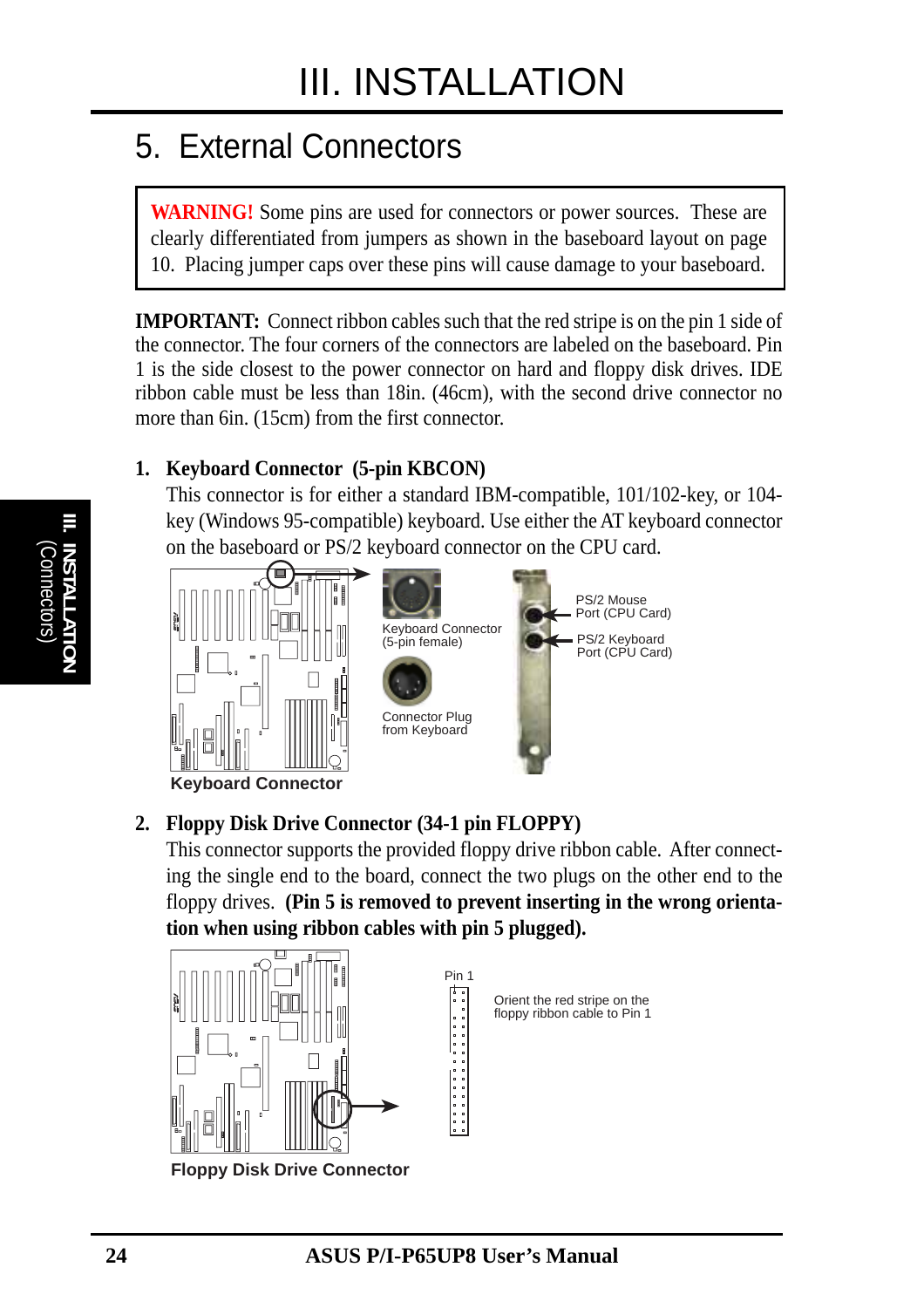# III. INSTALLATION

## 5. External Connectors

> **WARNING!** Some pins are used for connectors or power sources. These are clearly differentiated from jumpers as shown in the baseboard layout on page 10. Placing jumper caps over these pins will cause damage to your baseboard.

**IMPORTANT:** Connect ribbon cables such that the red stripe is on the pin 1 side of the connector. The four corners of the connectors are labeled on the baseboard. Pin 1 is the side closest to the power connector on hard and floppy disk drives. IDE ribbon cable must be less than 18in. (46cm), with the second drive connector no more than 6in. (15cm) from the first connector.

**1. Keyboard Connector (5-pin KBCON)**

This connector is for either a standard IBM-compatible, 101/102-key, or 104-key (Windows 95-compatible) keyboard. Use either the AT keyboard connector on the baseboard or PS/2 keyboard connector on the CPU card.

Keyboard Connector (5-pin female)

Connector Plug from Keyboard

PS/2 Mouse Port (CPU Card)

PS/2 Keyboard Port (CPU Card)

**Keyboard Connector**

**2. Floppy Disk Drive Connector (34-1 pin FLOPPY)**

This connector supports the provided floppy drive ribbon cable. After connecting the single end to the board, connect the two plugs on the other end to the floppy drives. **(Pin 5 is removed to prevent inserting in the wrong orientation when using ribbon cables with pin 5 plugged).**

Pin 1

Orient the red stripe on the floppy ribbon cable to Pin 1

**Floppy Disk Drive Connector**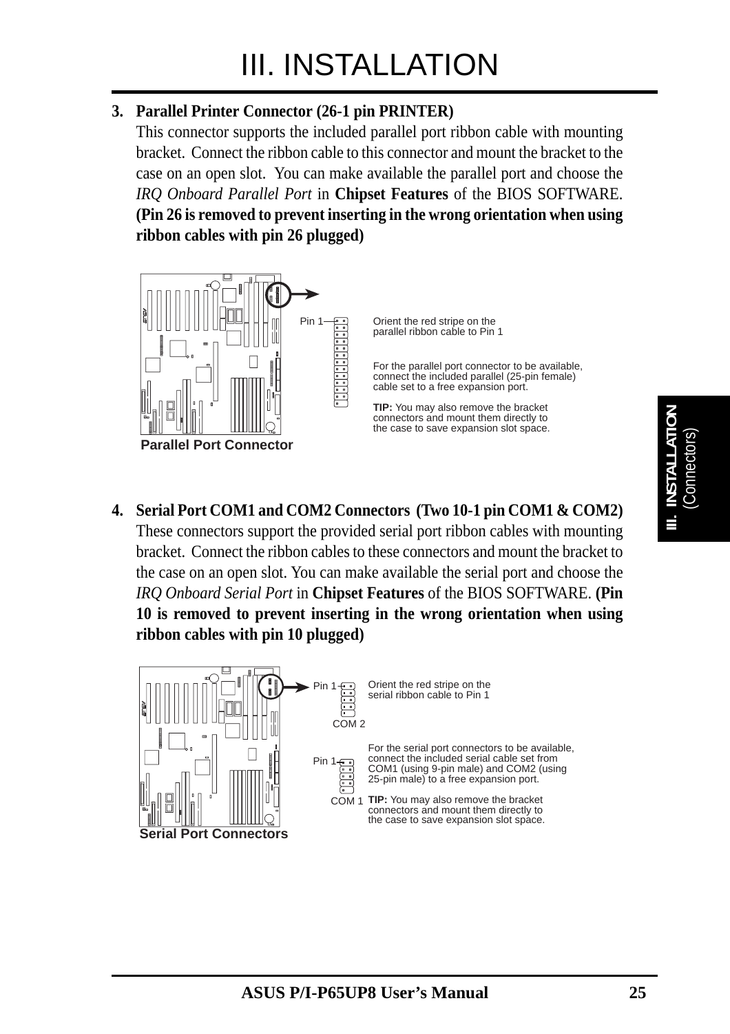# III. INSTALLATION

**3. Parallel Printer Connector (26-1 pin PRINTER)**

This connector supports the included parallel port ribbon cable with mounting bracket. Connect the ribbon cable to this connector and mount the bracket to the case on an open slot. You can make available the parallel port and choose the *IRQ Onboard Parallel Port* in **Chipset Features** of the BIOS SOFTWARE. **(Pin 26 is removed to prevent inserting in the wrong orientation when using ribbon cables with pin 26 plugged)**

Pin 1

Orient the red stripe on the parallel ribbon cable to Pin 1

For the parallel port connector to be available, connect the included parallel (25-pin female) cable set to a free expansion port.

**TIP:** You may also remove the bracket connectors and mount them directly to the case to save expansion slot space.

**Parallel Port Connector**

**4. Serial Port COM1 and COM2 Connectors (Two 10-1 pin COM1 & COM2)**

These connectors support the provided serial port ribbon cables with mounting bracket. Connect the ribbon cables to these connectors and mount the bracket to the case on an open slot. You can make available the serial port and choose the *IRQ Onboard Serial Port* in **Chipset Features** of the BIOS SOFTWARE. **(Pin 10 is removed to prevent inserting in the wrong orientation when using ribbon cables with pin 10 plugged)**

Pin 1

COM 2

Orient the red stripe on the serial ribbon cable to Pin 1

Pin 1

COM 1

For the serial port connectors to be available, connect the included serial cable set from COM1 (using 9-pin male) and COM2 (using 25-pin male) to a free expansion port.

**TIP:** You may also remove the bracket connectors and mount them directly to the case to save expansion slot space.

**Serial Port Connectors**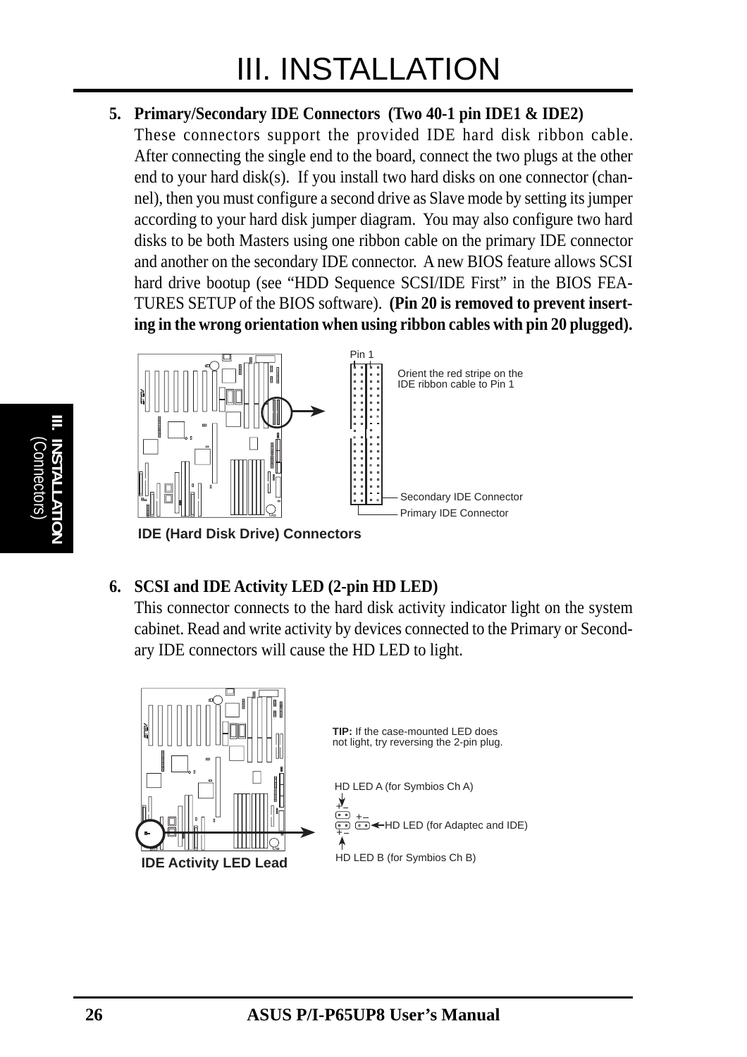**5. Primary/Secondary IDE Connectors (Two 40-1 pin IDE1 & IDE2)**

These connectors support the provided IDE hard disk ribbon cable. After connecting the single end to the board, connect the two plugs at the other end to your hard disk(s). If you install two hard disks on one connector (channel), then you must configure a second drive as Slave mode by setting its jumper according to your hard disk jumper diagram. You may also configure two hard disks to be both Masters using one ribbon cable on the primary IDE connector and another on the secondary IDE connector. A new BIOS feature allows SCSI hard drive bootup (see "HDD Sequence SCSI/IDE First" in the BIOS FEATURES SETUP of the BIOS software). **(Pin 20 is removed to prevent inserting in the wrong orientation when using ribbon cables with pin 20 plugged).**

Pin 1

Orient the red stripe on the IDE ribbon cable to Pin 1

Secondary IDE Connector

Primary IDE Connector

**IDE (Hard Disk Drive) Connectors**

**6. SCSI and IDE Activity LED (2-pin HD LED)**

This connector connects to the hard disk activity indicator light on the system cabinet. Read and write activity by devices connected to the Primary or Secondary IDE connectors will cause the HD LED to light.

**TIP:** If the case-mounted LED does not light, try reversing the 2-pin plug.

HD LED A (for Symbios Ch A)

HD LED (for Adaptec and IDE)

HD LED B (for Symbios Ch B)

**IDE Activity LED Lead**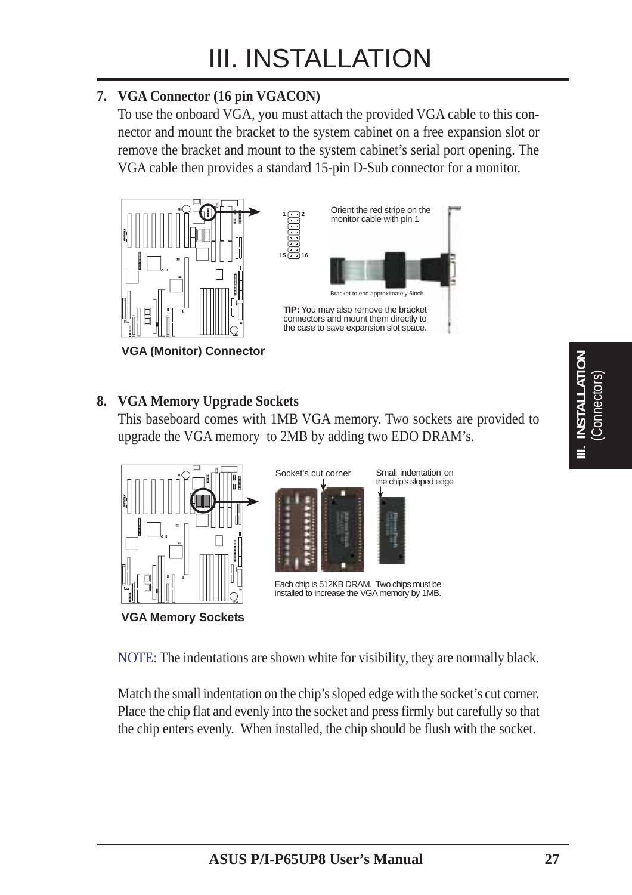# III. INSTALLATION

**7. VGA Connector (16 pin VGACON)**

To use the onboard VGA, you must attach the provided VGA cable to this connector and mount the bracket to the system cabinet on a free expansion slot or remove the bracket and mount to the system cabinet's serial port opening. The VGA cable then provides a standard 15-pin D-Sub connector for a monitor.

Orient the red stripe on the monitor cable with pin 1

Bracket to end approximately 6inch

**TIP:** You may also remove the bracket connectors and mount them directly to the case to save expansion slot space.

**VGA (Monitor) Connector**

**8. VGA Memory Upgrade Sockets**

This baseboard comes with 1MB VGA memory. Two sockets are provided to upgrade the VGA memory to 2MB by adding two EDO DRAM's.

Socket's cut corner

Small indentation on the chip's sloped edge

Each chip is 512KB DRAM. Two chips must be installed to increase the VGA memory by 1MB.

**VGA Memory Sockets**

NOTE: The indentations are shown white for visibility, they are normally black.

Match the small indentation on the chip's sloped edge with the socket's cut corner. Place the chip flat and evenly into the socket and press firmly but carefully so that the chip enters evenly. When installed, the chip should be flush with the socket.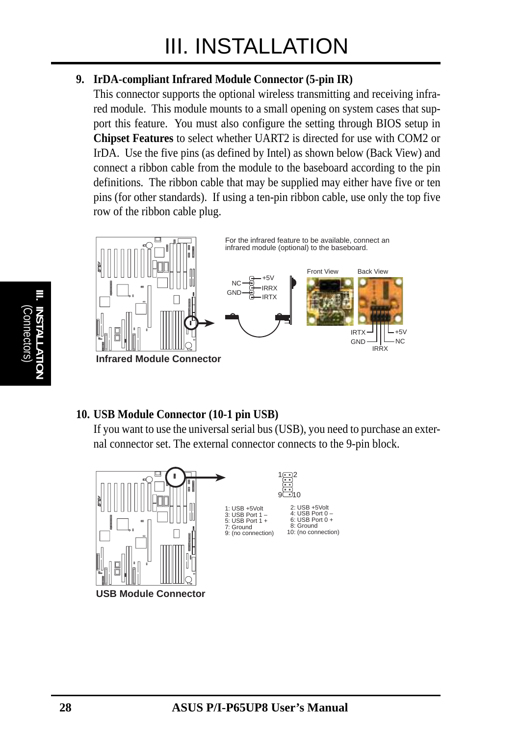# III. INSTALLATION

**9. IrDA-compliant Infrared Module Connector (5-pin IR)**

This connector supports the optional wireless transmitting and receiving infrared module. This module mounts to a small opening on system cases that support this feature. You must also configure the setting through BIOS setup in **Chipset Features** to select whether UART2 is directed for use with COM2 or IrDA. Use the five pins (as defined by Intel) as shown below (Back View) and connect a ribbon cable from the module to the baseboard according to the pin definitions. The ribbon cable that may be supplied may either have five or ten pins (for other standards). If using a ten-pin ribbon cable, use only the top five row of the ribbon cable plug.

For the infrared feature to be available, connect an infrared module (optional) to the baseboard.

NC, GND, +5V, IRRX, IRTX

Front View | Back View

IRTX, GND, IRRX, NC, +5V

**Infrared Module Connector**

**10. USB Module Connector (10-1 pin USB)**

If you want to use the universal serial bus (USB), you need to purchase an external connector set. The external connector connects to the 9-pin block.

| | |
|---|---|
| 1: USB +5Volt | 2: USB +5Volt |
| 3: USB Port 1 – | 4: USB Port 0 – |
| 5: USB Port 1 + | 6: USB Port 0 + |
| 7: Ground | 8: Ground |
| 9: (no connection) | 10: (no connection) |

**USB Module Connector**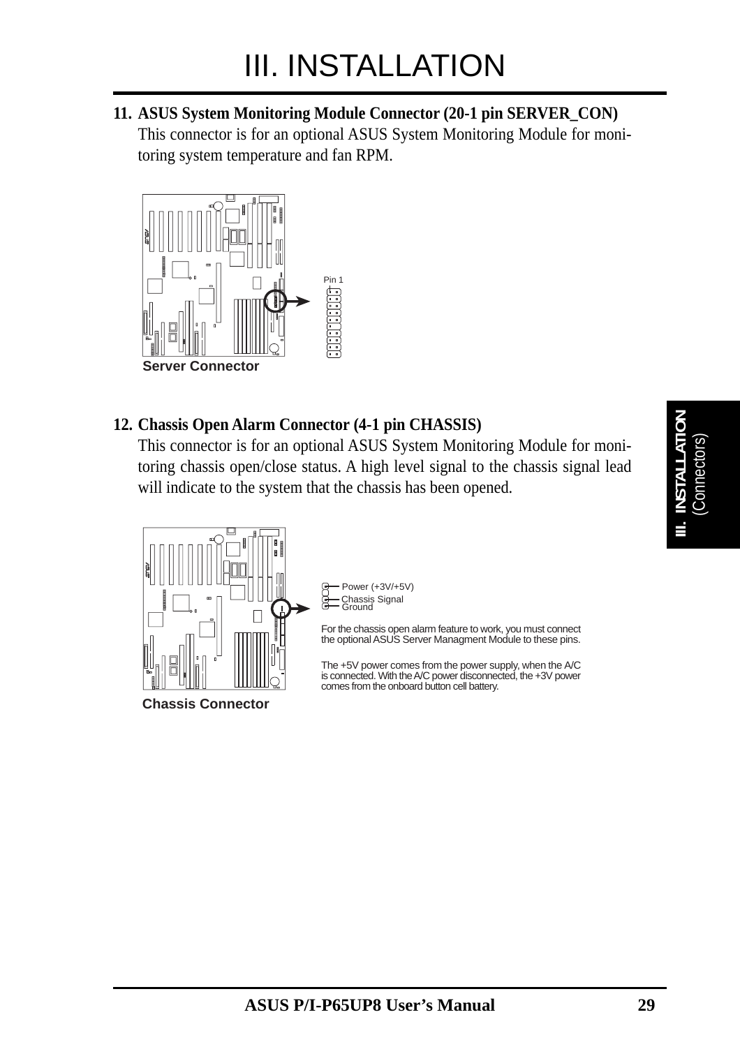# III. INSTALLATION

**11. ASUS System Monitoring Module Connector (20-1 pin SERVER_CON)**
This connector is for an optional ASUS System Monitoring Module for monitoring system temperature and fan RPM.

Pin 1

**Server Connector**

**12. Chassis Open Alarm Connector (4-1 pin CHASSIS)**
This connector is for an optional ASUS System Monitoring Module for monitoring chassis open/close status. A high level signal to the chassis signal lead will indicate to the system that the chassis has been opened.

Power (+3V/+5V)
Chassis Signal
Ground

For the chassis open alarm feature to work, you must connect the optional ASUS Server Managment Module to these pins.

The +5V power comes from the power supply, when the A/C is connected. With the A/C power disconnected, the +3V power comes from the onboard button cell battery.

**Chassis Connector**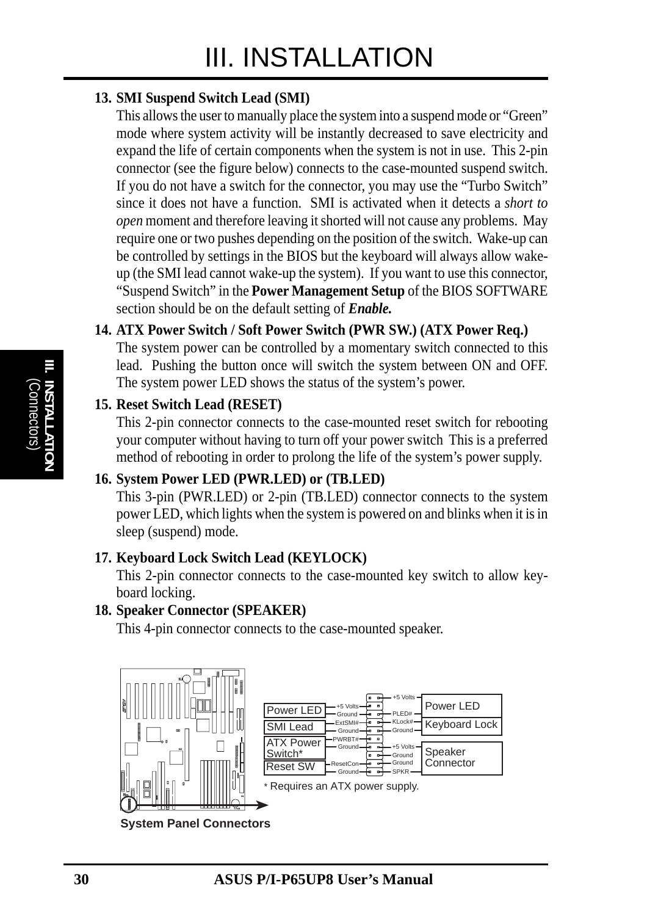# III. INSTALLATION

**13. SMI Suspend Switch Lead (SMI)**

This allows the user to manually place the system into a suspend mode or "Green" mode where system activity will be instantly decreased to save electricity and expand the life of certain components when the system is not in use. This 2-pin connector (see the figure below) connects to the case-mounted suspend switch. If you do not have a switch for the connector, you may use the "Turbo Switch" since it does not have a function. SMI is activated when it detects a *short to open* moment and therefore leaving it shorted will not cause any problems. May require one or two pushes depending on the position of the switch. Wake-up can be controlled by settings in the BIOS but the keyboard will always allow wake-up (the SMI lead cannot wake-up the system). If you want to use this connector, "Suspend Switch" in the **Power Management Setup** of the BIOS SOFTWARE section should be on the default setting of ***Enable.***

**14. ATX Power Switch / Soft Power Switch (PWR SW.) (ATX Power Req.)**

The system power can be controlled by a momentary switch connected to this lead. Pushing the button once will switch the system between ON and OFF. The system power LED shows the status of the system's power.

**15. Reset Switch Lead (RESET)**

This 2-pin connector connects to the case-mounted reset switch for rebooting your computer without having to turn off your power switch This is a preferred method of rebooting in order to prolong the life of the system's power supply.

**16. System Power LED (PWR.LED) or (TB.LED)**

This 3-pin (PWR.LED) or 2-pin (TB.LED) connector connects to the system power LED, which lights when the system is powered on and blinks when it is in sleep (suspend) mode.

**17. Keyboard Lock Switch Lead (KEYLOCK)**

This 2-pin connector connects to the case-mounted key switch to allow keyboard locking.

**18. Speaker Connector (SPEAKER)**

This 4-pin connector connects to the case-mounted speaker.

| Left connector | Left pins | Right pins | Right connector |
|---|---|---|---|
| Power LED | +5 Volts, Ground | +5 Volts, PLED# | Power LED |
| SMI Lead | ExtSMI#, Ground | KLock#, Ground | Keyboard Lock |
| ATX Power Switch* | PWRBT#, Ground | +5 Volts, Ground, Ground, SPKR | Speaker Connector |
| Reset SW | ResetCon, Ground | | |

\* Requires an ATX power supply.

**System Panel Connectors**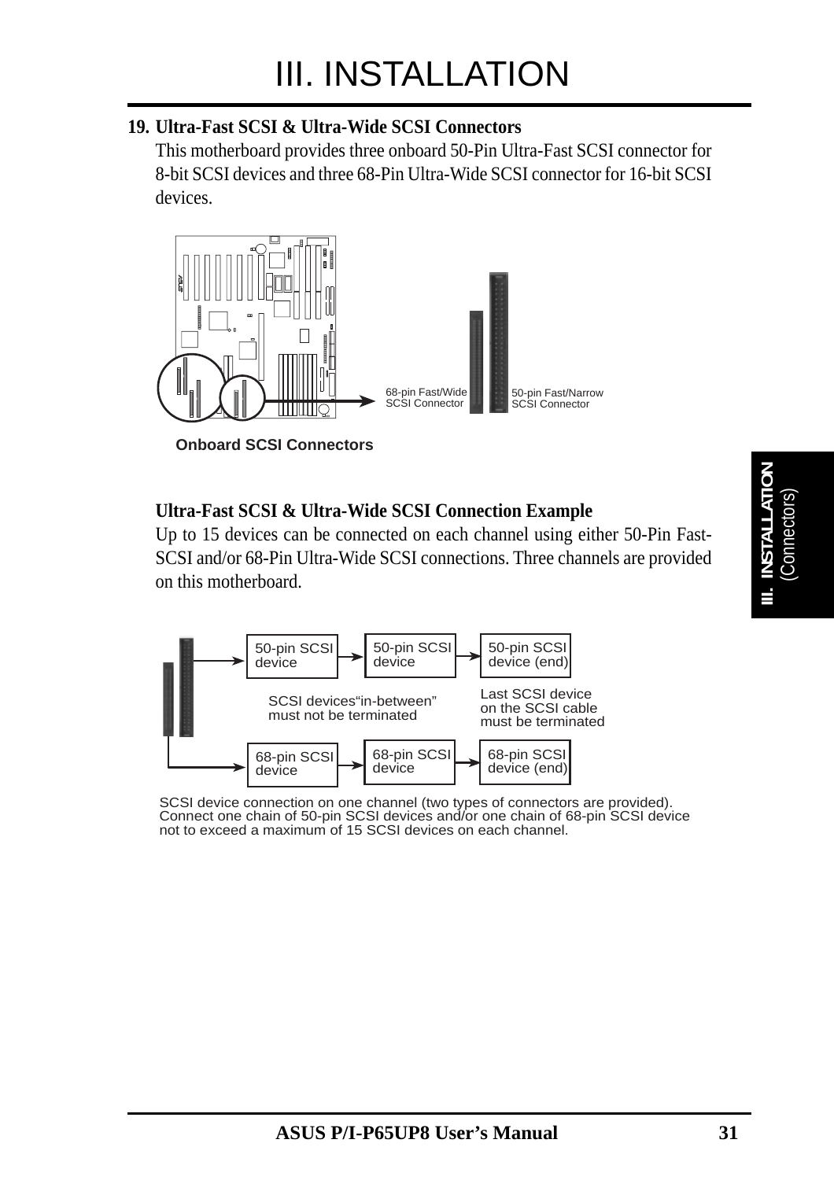## 19. Ultra-Fast SCSI & Ultra-Wide SCSI Connectors

This motherboard provides three onboard 50-Pin Ultra-Fast SCSI connector for 8-bit SCSI devices and three 68-Pin Ultra-Wide SCSI connector for 16-bit SCSI devices.

68-pin Fast/Wide SCSI Connector

50-pin Fast/Narrow SCSI Connector

**Onboard SCSI Connectors**

### Ultra-Fast SCSI & Ultra-Wide SCSI Connection Example

Up to 15 devices can be connected on each channel using either 50-Pin Fast-SCSI and/or 68-Pin Ultra-Wide SCSI connections. Three channels are provided on this motherboard.

50-pin SCSI device → 50-pin SCSI device → 50-pin SCSI device (end)

SCSI devices "in-between" must not be terminated

Last SCSI device on the SCSI cable must be terminated

68-pin SCSI device → 68-pin SCSI device → 68-pin SCSI device (end)

SCSI device connection on one channel (two types of connectors are provided). Connect one chain of 50-pin SCSI devices and/or one chain of 68-pin SCSI device not to exceed a maximum of 15 SCSI devices on each channel.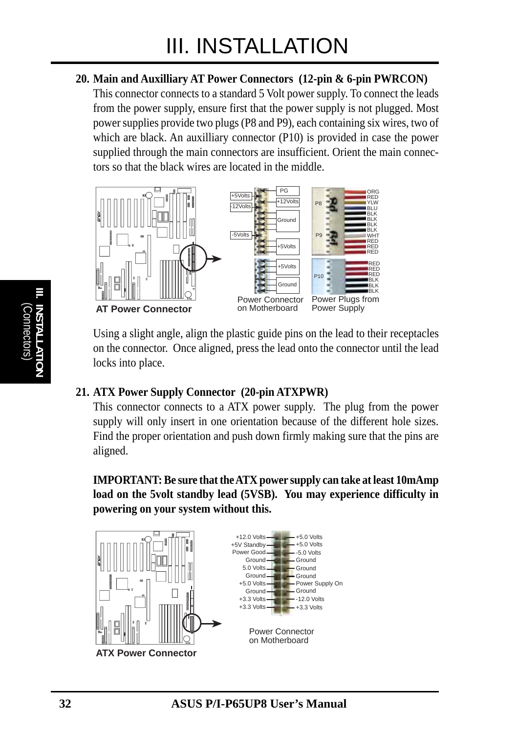### 20. Main and Auxilliary AT Power Connectors (12-pin & 6-pin PWRCON)

This connector connects to a standard 5 Volt power supply. To connect the leads from the power supply, ensure first that the power supply is not plugged. Most power supplies provide two plugs (P8 and P9), each containing six wires, two of which are black. An auxilliary connector (P10) is provided in case the power supplied through the main connectors are insufficient. Orient the main connectors so that the black wires are located in the middle.

AT Power Connector

Power Connector on Motherboard: PG, +5Volts, +12Volts, -12Volts, Ground, -5Volts, +5Volts, +5Volts, Ground

Power Plugs from Power Supply: P8 (ORG, RED, YLW, BLU, BLK, BLK), P9 (BLK, BLK, WHT, RED, RED, RED), P10 (RED, RED, RED, BLK, BLK, BLK)

Using a slight angle, align the plastic guide pins on the lead to their receptacles on the connector. Once aligned, press the lead onto the connector until the lead locks into place.

### 21. ATX Power Supply Connector (20-pin ATXPWR)

This connector connects to a ATX power supply. The plug from the power supply will only insert in one orientation because of the different hole sizes. Find the proper orientation and push down firmly making sure that the pins are aligned.

**IMPORTANT: Be sure that the ATX power supply can take at least 10mAmp load on the 5volt standby lead (5VSB). You may experience difficulty in powering on your system without this.**

ATX Power Connector

Power Connector on Motherboard:

| Left | Right |
|---|---|
| +12.0 Volts | +5.0 Volts |
| +5V Standby | +5.0 Volts |
| Power Good | -5.0 Volts |
| Ground | Ground |
| 5.0 Volts | Ground |
| Ground | Ground |
| +5.0 Volts | Power Supply On |
| Ground | Ground |
| +3.3 Volts | -12.0 Volts |
| +3.3 Volts | +3.3 Volts |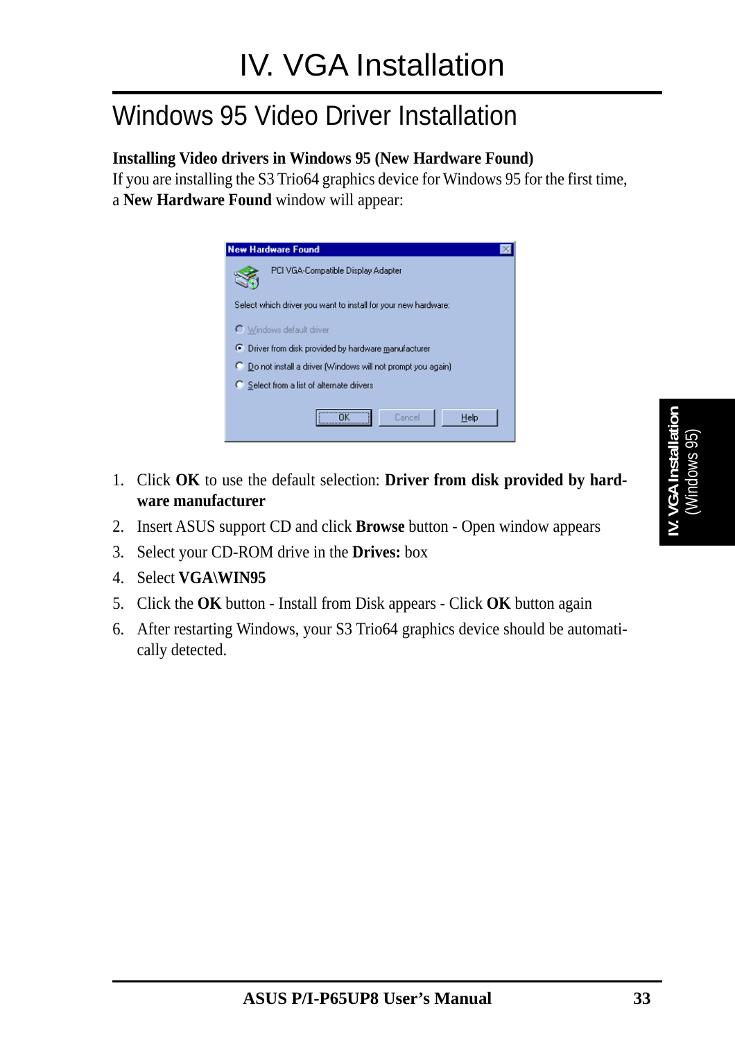# IV. VGA Installation

## Windows 95 Video Driver Installation

**Installing Video drivers in Windows 95 (New Hardware Found)**

If you are installing the S3 Trio64 graphics device for Windows 95 for the first time, a **New Hardware Found** window will appear:

1. Click **OK** to use the default selection: **Driver from disk provided by hardware manufacturer**
2. Insert ASUS support CD and click **Browse** button - Open window appears
3. Select your CD-ROM drive in the **Drives:** box
4. Select **VGA\WIN95**
5. Click the **OK** button - Install from Disk appears - Click **OK** button again
6. After restarting Windows, your S3 Trio64 graphics device should be automatically detected.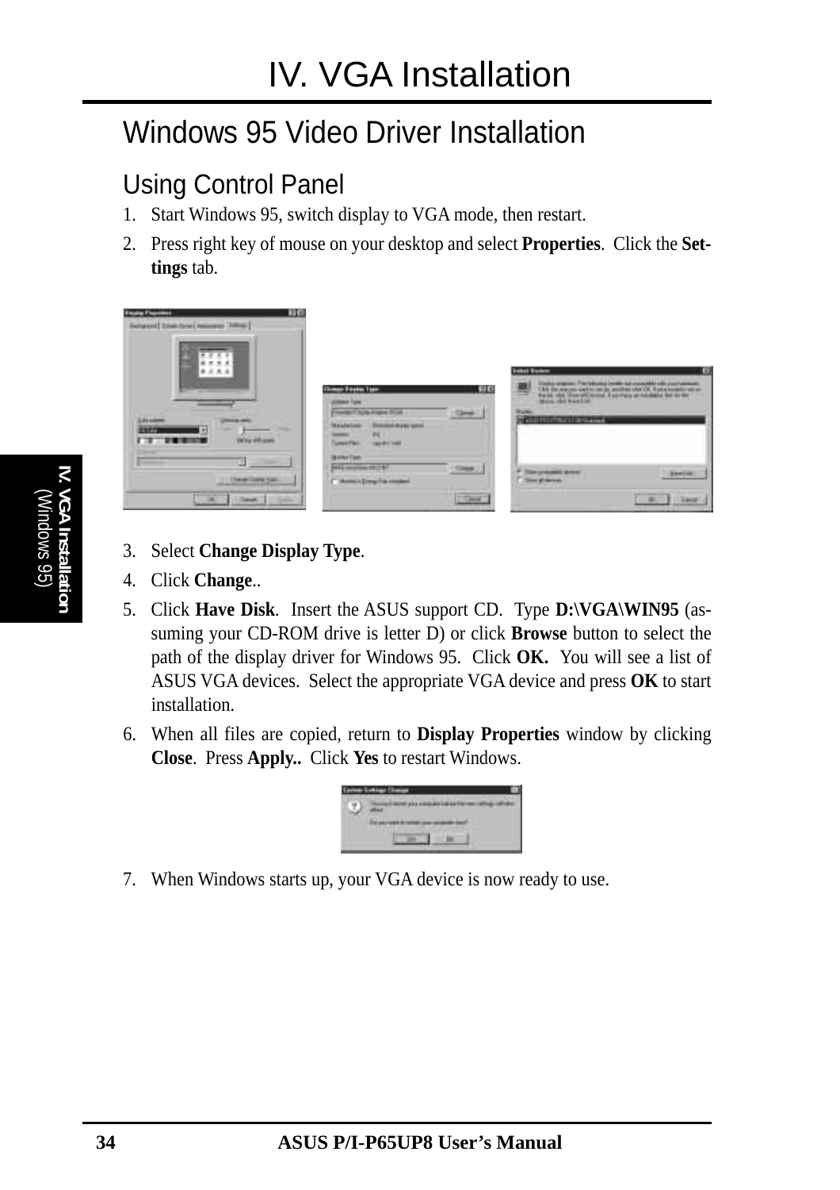# IV. VGA Installation

## Windows 95 Video Driver Installation

### Using Control Panel

1. Start Windows 95, switch display to VGA mode, then restart.
2. Press right key of mouse on your desktop and select **Properties**. Click the **Settings** tab.
3. Select **Change Display Type**.
4. Click **Change**..
5. Click **Have Disk**. Insert the ASUS support CD. Type **D:\VGA\WIN95** (assuming your CD-ROM drive is letter D) or click **Browse** button to select the path of the display driver for Windows 95. Click **OK.** You will see a list of ASUS VGA devices. Select the appropriate VGA device and press **OK** to start installation.
6. When all files are copied, return to **Display Properties** window by clicking **Close**. Press **Apply..** Click **Yes** to restart Windows.
7. When Windows starts up, your VGA device is now ready to use.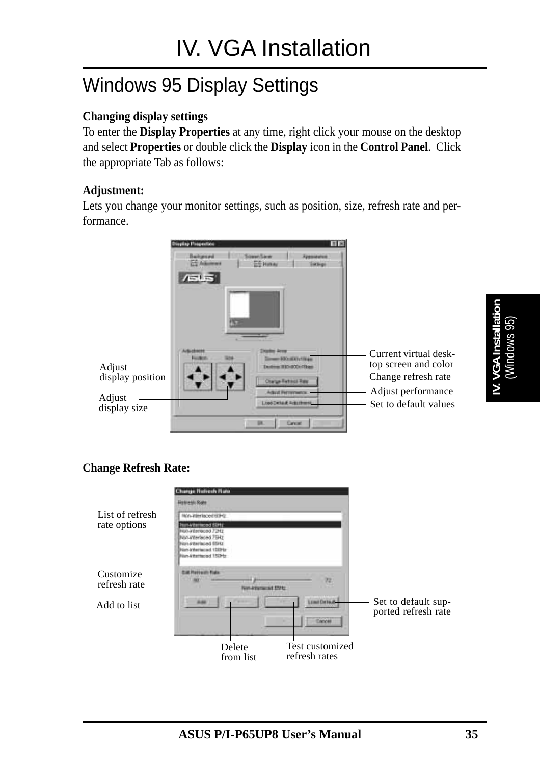# IV. VGA Installation

## Windows 95 Display Settings

**Changing display settings**

To enter the **Display Properties** at any time, right click your mouse on the desktop and select **Properties** or double click the **Display** icon in the **Control Panel**. Click the appropriate Tab as follows:

**Adjustment:**

Lets you change your monitor settings, such as position, size, refresh rate and performance.

Adjust display position

Adjust display size

Current virtual desktop screen and color

Change refresh rate

Adjust performance

Set to default values

**Change Refresh Rate:**

List of refresh rate options

Customize refresh rate

Add to list

Delete from list

Test customized refresh rates

Set to default supported refresh rate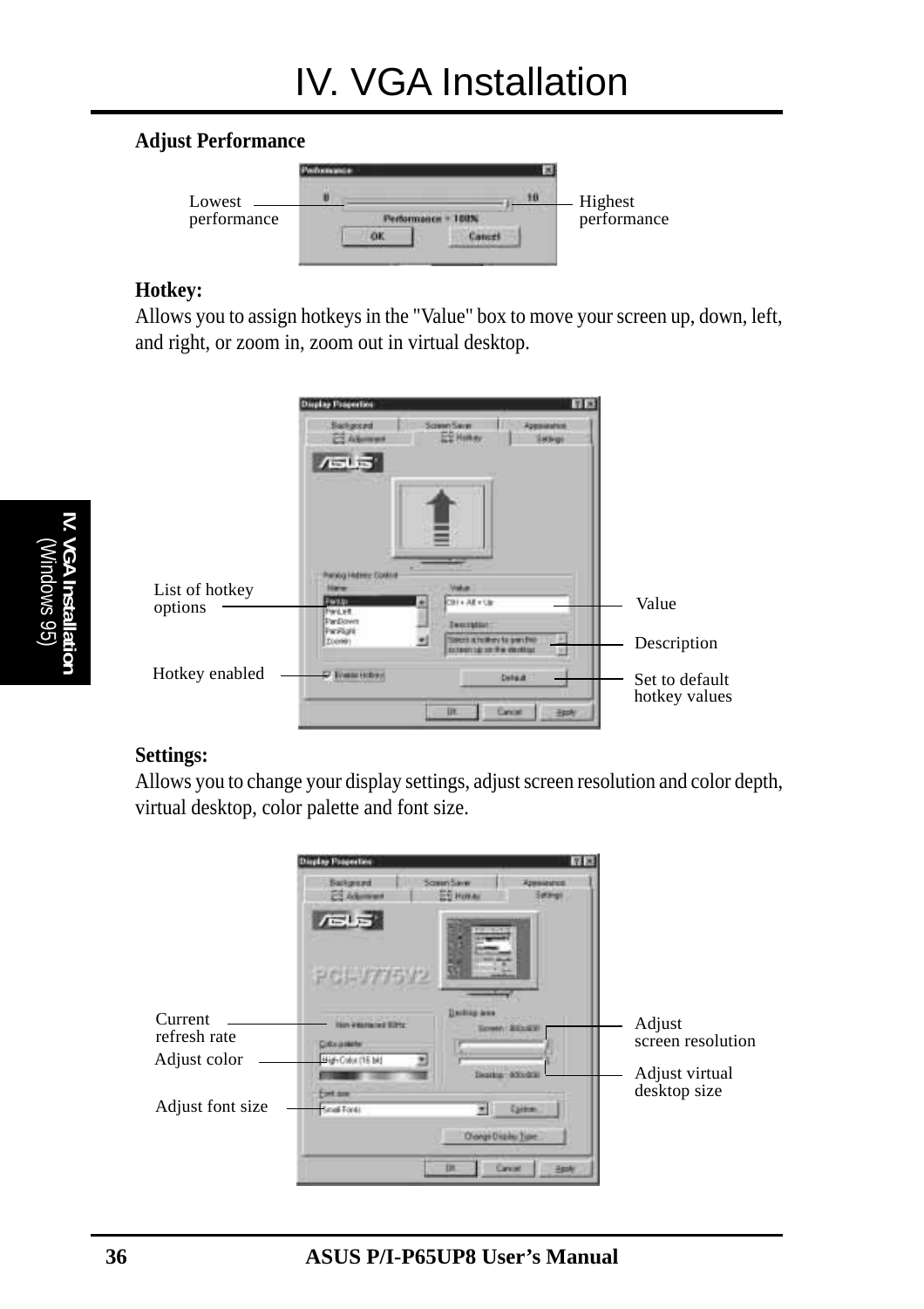# IV. VGA Installation

**Adjust Performance**

Lowest performance

Highest performance

**Hotkey:**

Allows you to assign hotkeys in the "Value" box to move your screen up, down, left, and right, or zoom in, zoom out in virtual desktop.

List of hotkey options

Value

Description

Hotkey enabled

Set to default hotkey values

**Settings:**

Allows you to change your display settings, adjust screen resolution and color depth, virtual desktop, color palette and font size.

Current refresh rate

Adjust color

Adjust font size

Adjust screen resolution

Adjust virtual desktop size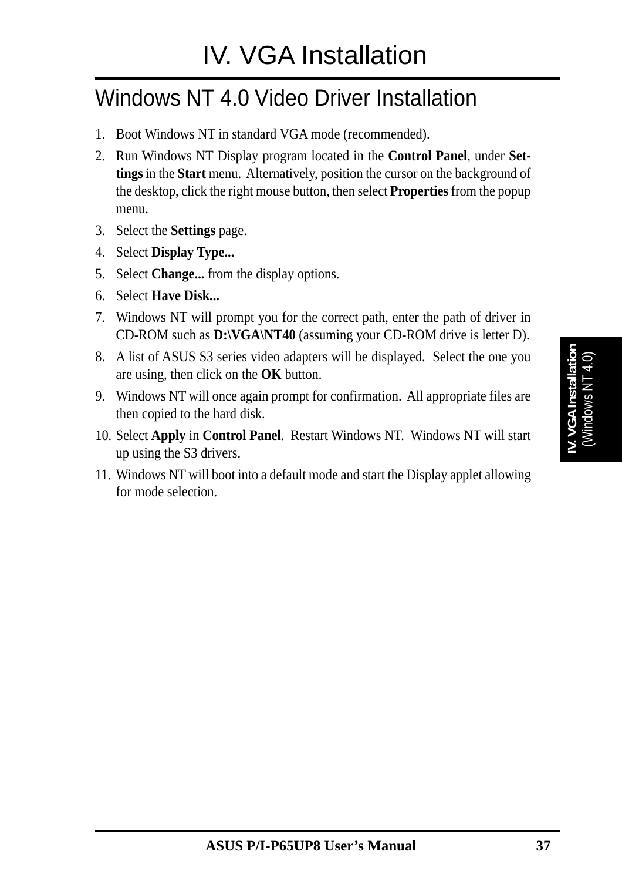# IV. VGA Installation

## Windows NT 4.0 Video Driver Installation

1. Boot Windows NT in standard VGA mode (recommended).
2. Run Windows NT Display program located in the **Control Panel**, under **Settings** in the **Start** menu. Alternatively, position the cursor on the background of the desktop, click the right mouse button, then select **Properties** from the popup menu.
3. Select the **Settings** page.
4. Select **Display Type...**
5. Select **Change...** from the display options.
6. Select **Have Disk...**
7. Windows NT will prompt you for the correct path, enter the path of driver in CD-ROM such as **D:\VGA\NT40** (assuming your CD-ROM drive is letter D).
8. A list of ASUS S3 series video adapters will be displayed. Select the one you are using, then click on the **OK** button.
9. Windows NT will once again prompt for confirmation. All appropriate files are then copied to the hard disk.
10. Select **Apply** in **Control Panel**. Restart Windows NT. Windows NT will start up using the S3 drivers.
11. Windows NT will boot into a default mode and start the Display applet allowing for mode selection.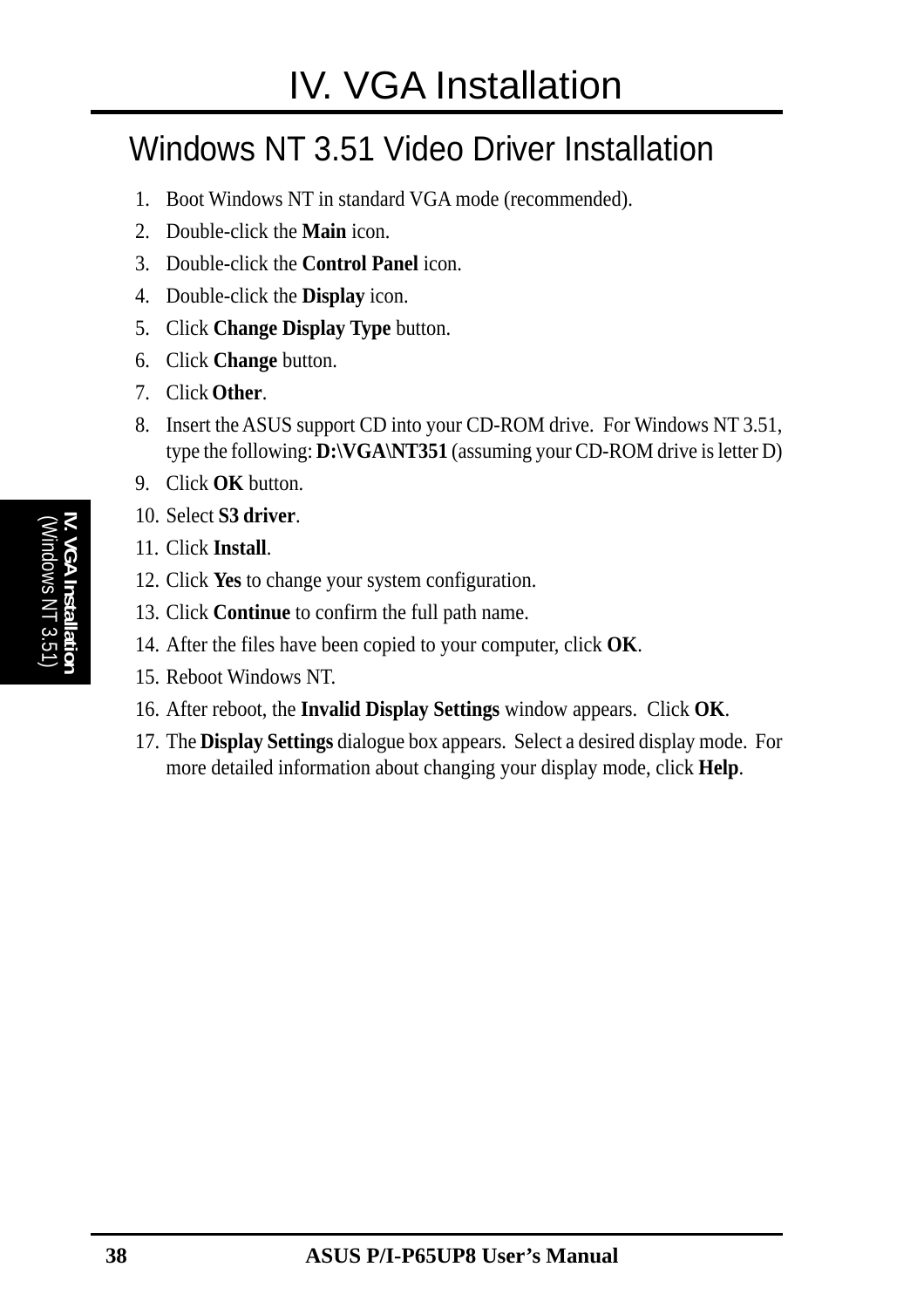# IV. VGA Installation

## Windows NT 3.51 Video Driver Installation

1. Boot Windows NT in standard VGA mode (recommended).
2. Double-click the **Main** icon.
3. Double-click the **Control Panel** icon.
4. Double-click the **Display** icon.
5. Click **Change Display Type** button.
6. Click **Change** button.
7. Click **Other**.
8. Insert the ASUS support CD into your CD-ROM drive. For Windows NT 3.51, type the following: **D:\VGA\NT351** (assuming your CD-ROM drive is letter D)
9. Click **OK** button.
10. Select **S3 driver**.
11. Click **Install**.
12. Click **Yes** to change your system configuration.
13. Click **Continue** to confirm the full path name.
14. After the files have been copied to your computer, click **OK**.
15. Reboot Windows NT.
16. After reboot, the **Invalid Display Settings** window appears. Click **OK**.
17. The **Display Settings** dialogue box appears. Select a desired display mode. For more detailed information about changing your display mode, click **Help**.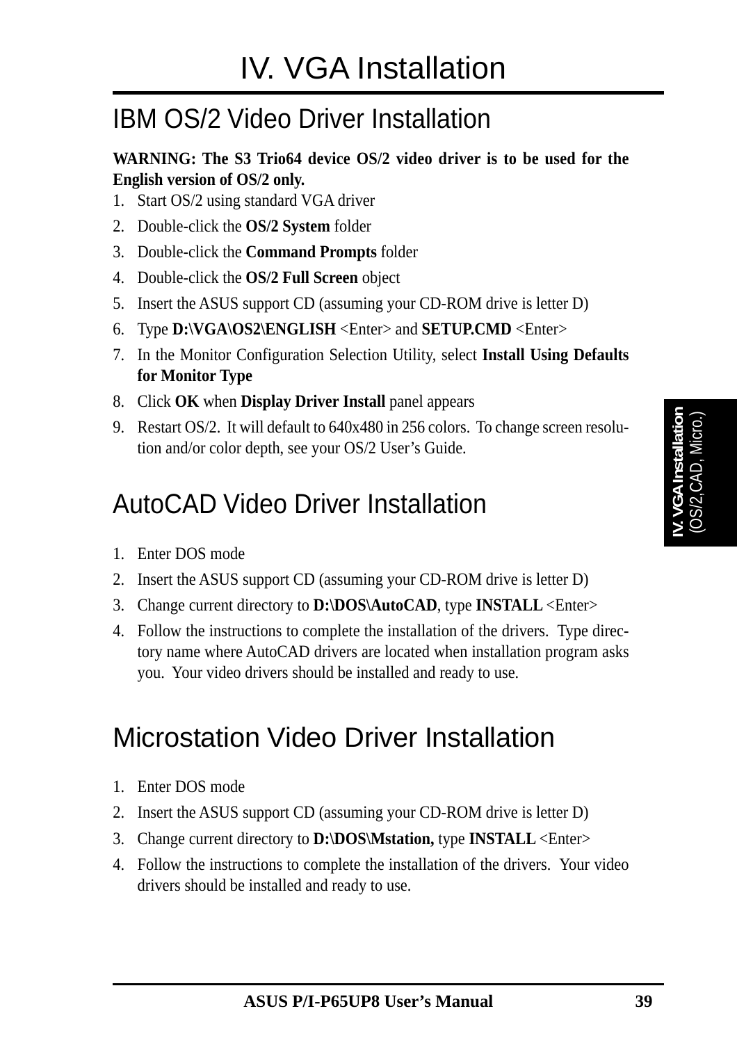# IV. VGA Installation

## IBM OS/2 Video Driver Installation

**WARNING: The S3 Trio64 device OS/2 video driver is to be used for the English version of OS/2 only.**

1. Start OS/2 using standard VGA driver
2. Double-click the **OS/2 System** folder
3. Double-click the **Command Prompts** folder
4. Double-click the **OS/2 Full Screen** object
5. Insert the ASUS support CD (assuming your CD-ROM drive is letter D)
6. Type **D:\VGA\OS2\ENGLISH** <Enter> and **SETUP.CMD** <Enter>
7. In the Monitor Configuration Selection Utility, select **Install Using Defaults for Monitor Type**
8. Click **OK** when **Display Driver Install** panel appears
9. Restart OS/2. It will default to 640x480 in 256 colors. To change screen resolution and/or color depth, see your OS/2 User's Guide.

## AutoCAD Video Driver Installation

1. Enter DOS mode
2. Insert the ASUS support CD (assuming your CD-ROM drive is letter D)
3. Change current directory to **D:\DOS\AutoCAD**, type **INSTALL** <Enter>
4. Follow the instructions to complete the installation of the drivers. Type directory name where AutoCAD drivers are located when installation program asks you. Your video drivers should be installed and ready to use.

## Microstation Video Driver Installation

1. Enter DOS mode
2. Insert the ASUS support CD (assuming your CD-ROM drive is letter D)
3. Change current directory to **D:\DOS\Mstation,** type **INSTALL** <Enter>
4. Follow the instructions to complete the installation of the drivers. Your video drivers should be installed and ready to use.